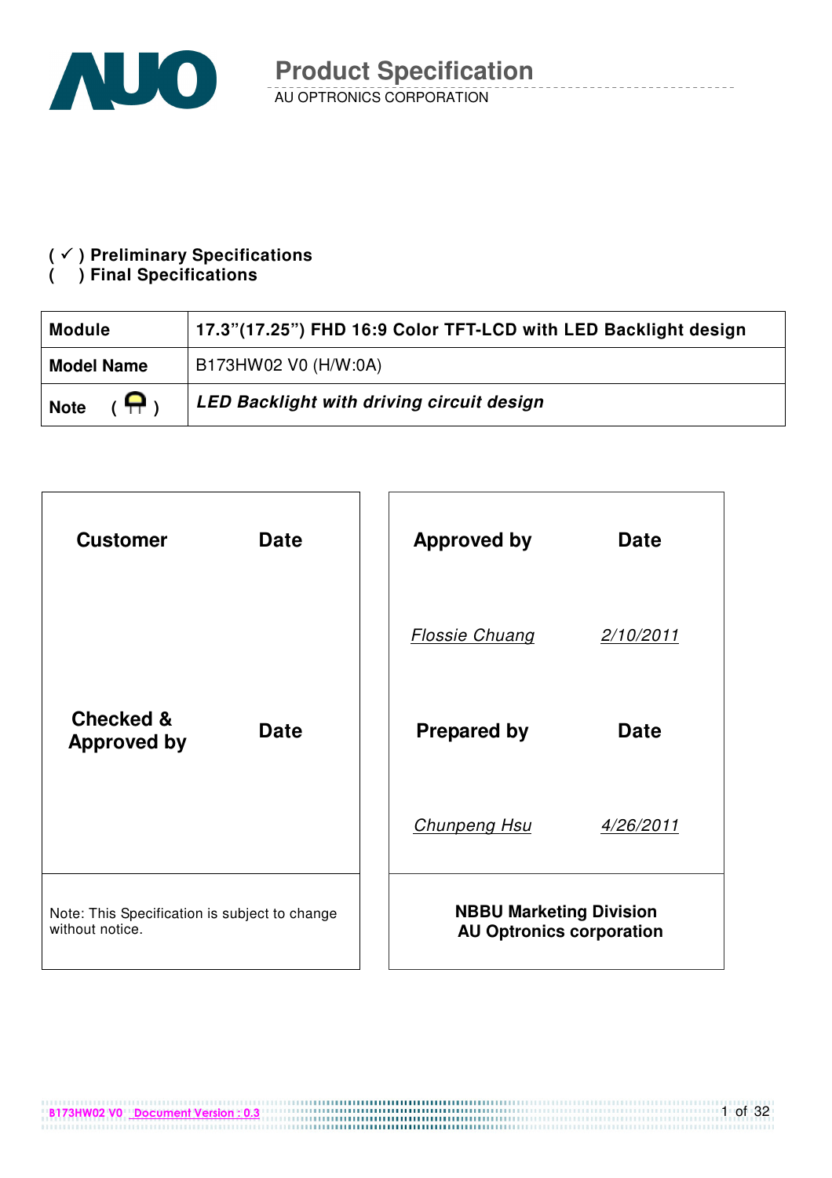# Product Specification

AU OPTRONICS CORPORATION

( ✓ ) **Preliminary Specifications**
(   ) **Final Specifications**

| **Module** | **17.3"(17.25") FHD 16:9 Color TFT-LCD with LED Backlight design** |
|---|---|
| **Model Name** | B173HW02 V0 (H/W:0A) |
| **Note** ( ) | ***LED Backlight with driving circuit design*** |

| **Customer** | **Date** | **Approved by** | **Date** |
|---|---|---|---|
| | | *Flossie Chuang* | *2/10/2011* |
| **Checked & Approved by** | **Date** | **Prepared by** | **Date** |
| | | *Chunpeng Hsu* | *4/26/2011* |
| Note: This Specification is subject to change without notice. | | **NBBU Marketing Division AU Optronics corporation** | |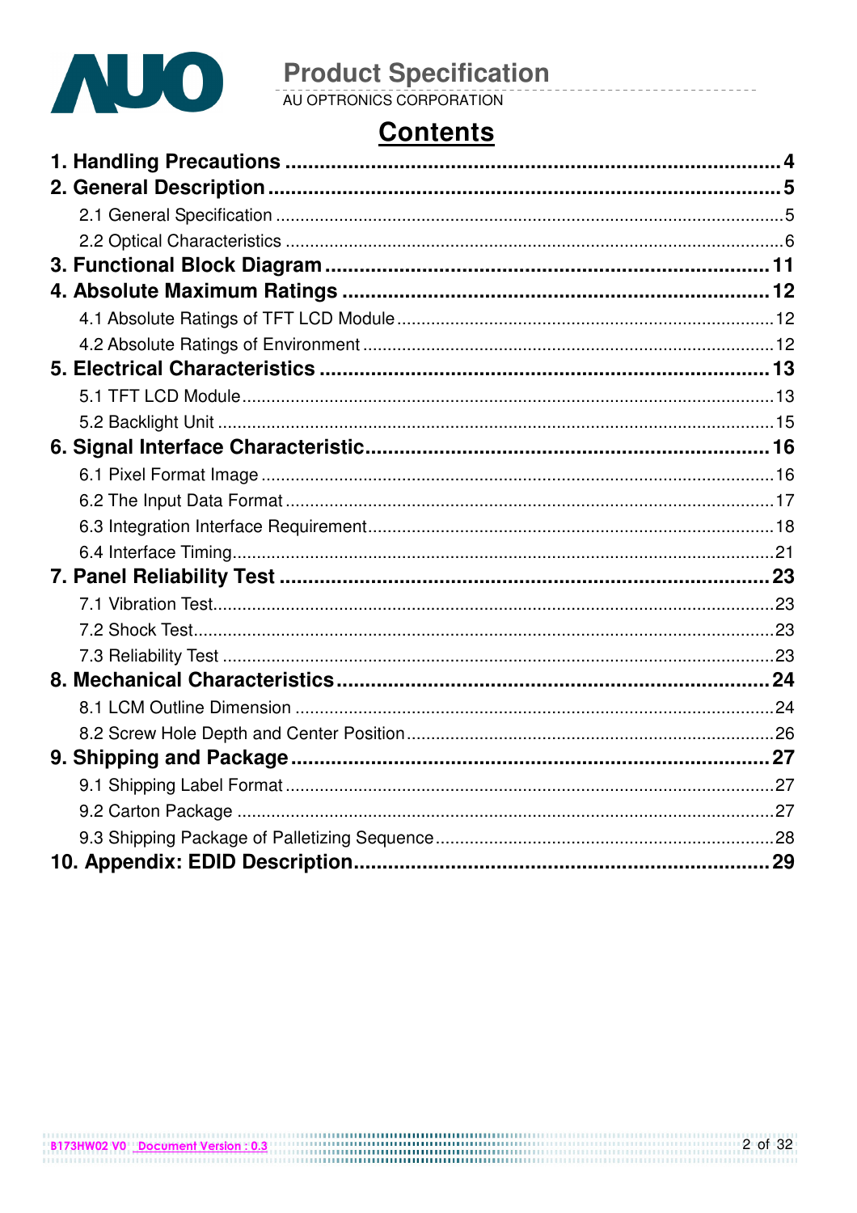# Contents

**1. Handling Precautions .................................................. 4**

**2. General Description .................................................. 5**

- 2.1 General Specification .................................................. 5
- 2.2 Optical Characteristics .................................................. 6

**3. Functional Block Diagram .................................................. 11**

**4. Absolute Maximum Ratings .................................................. 12**

- 4.1 Absolute Ratings of TFT LCD Module .................................................. 12
- 4.2 Absolute Ratings of Environment .................................................. 12

**5. Electrical Characteristics .................................................. 13**

- 5.1 TFT LCD Module .................................................. 13
- 5.2 Backlight Unit .................................................. 15

**6. Signal Interface Characteristic .................................................. 16**

- 6.1 Pixel Format Image .................................................. 16
- 6.2 The Input Data Format .................................................. 17
- 6.3 Integration Interface Requirement .................................................. 18
- 6.4 Interface Timing .................................................. 21

**7. Panel Reliability Test .................................................. 23**

- 7.1 Vibration Test .................................................. 23
- 7.2 Shock Test .................................................. 23
- 7.3 Reliability Test .................................................. 23

**8. Mechanical Characteristics .................................................. 24**

- 8.1 LCM Outline Dimension .................................................. 24
- 8.2 Screw Hole Depth and Center Position .................................................. 26

**9. Shipping and Package .................................................. 27**

- 9.1 Shipping Label Format .................................................. 27
- 9.2 Carton Package .................................................. 27
- 9.3 Shipping Package of Palletizing Sequence .................................................. 28

**10. Appendix: EDID Description .................................................. 29**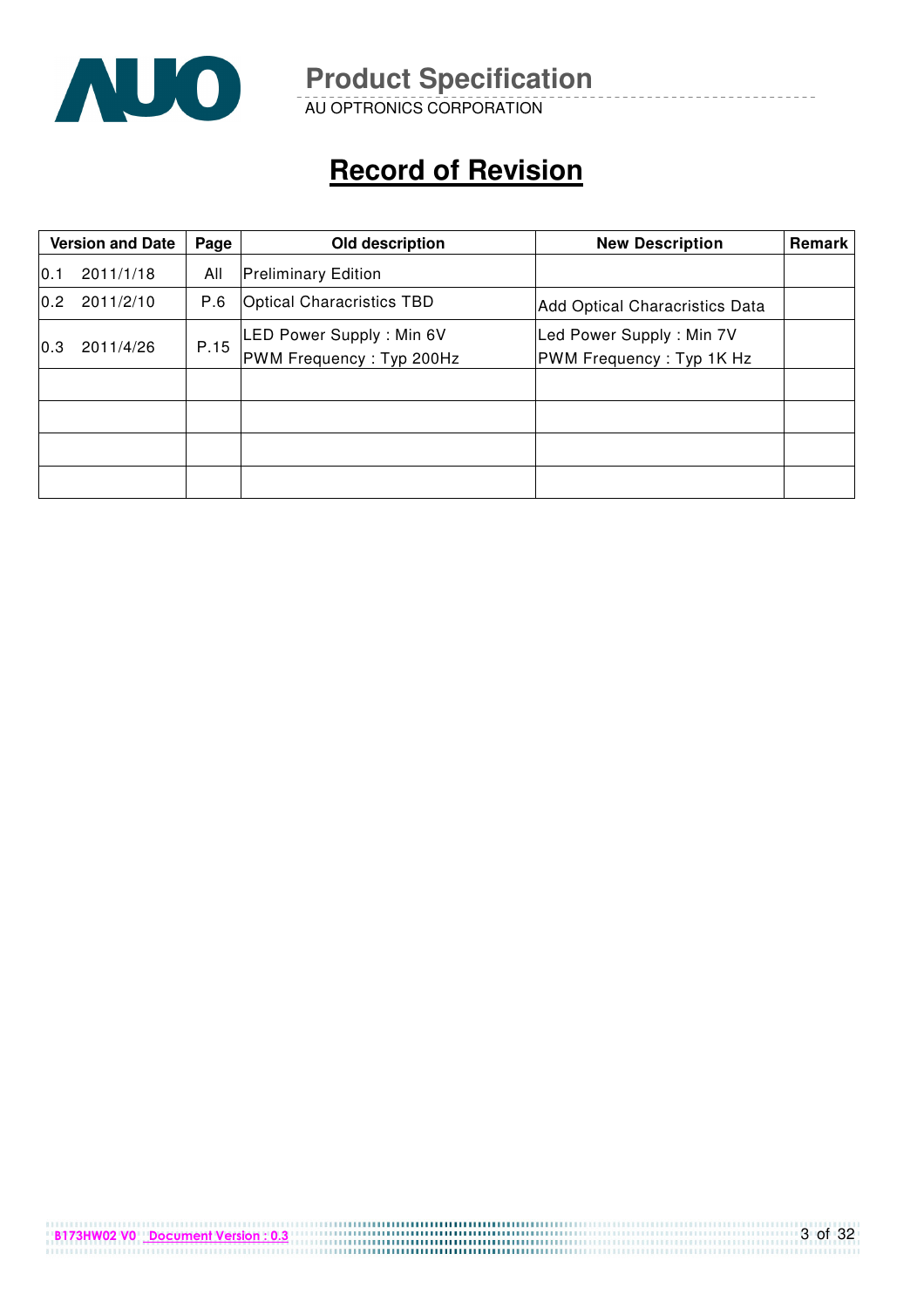# Record of Revision

| Version and Date | Page | Old description | New Description | Remark |
|---|---|---|---|---|
| 0.1 2011/1/18 | All | Preliminary Edition | | |
| 0.2 2011/2/10 | P.6 | Optical Characristics TBD | Add Optical Characristics Data | |
| 0.3 2011/4/26 | P.15 | LED Power Supply : Min 6V<br>PWM Frequency : Typ 200Hz | Led Power Supply : Min 7V<br>PWM Frequency : Typ 1K Hz | |
| | | | | |
| | | | | |
| | | | | |
| | | | | |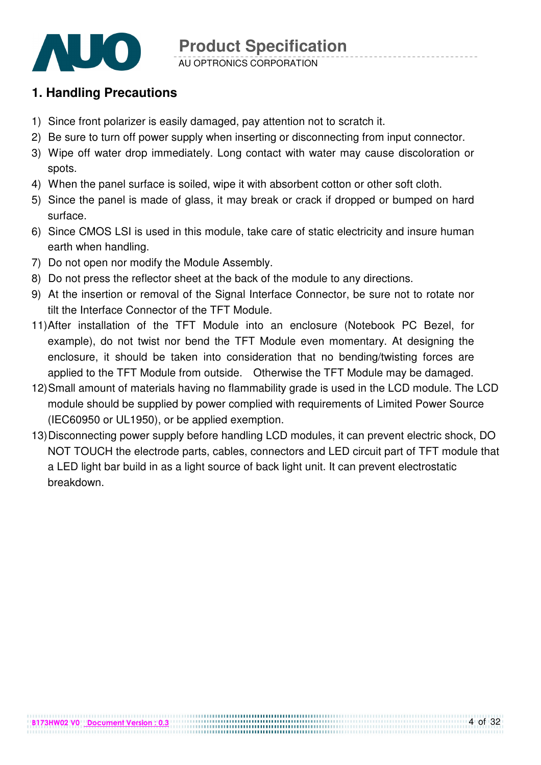## 1. Handling Precautions

1) Since front polarizer is easily damaged, pay attention not to scratch it.
2) Be sure to turn off power supply when inserting or disconnecting from input connector.
3) Wipe off water drop immediately. Long contact with water may cause discoloration or spots.
4) When the panel surface is soiled, wipe it with absorbent cotton or other soft cloth.
5) Since the panel is made of glass, it may break or crack if dropped or bumped on hard surface.
6) Since CMOS LSI is used in this module, take care of static electricity and insure human earth when handling.
7) Do not open nor modify the Module Assembly.
8) Do not press the reflector sheet at the back of the module to any directions.
9) At the insertion or removal of the Signal Interface Connector, be sure not to rotate nor tilt the Interface Connector of the TFT Module.
11) After installation of the TFT Module into an enclosure (Notebook PC Bezel, for example), do not twist nor bend the TFT Module even momentary. At designing the enclosure, it should be taken into consideration that no bending/twisting forces are applied to the TFT Module from outside. Otherwise the TFT Module may be damaged.
12) Small amount of materials having no flammability grade is used in the LCD module. The LCD module should be supplied by power complied with requirements of Limited Power Source (IEC60950 or UL1950), or be applied exemption.
13) Disconnecting power supply before handling LCD modules, it can prevent electric shock, DO NOT TOUCH the electrode parts, cables, connectors and LED circuit part of TFT module that a LED light bar build in as a light source of back light unit. It can prevent electrostatic breakdown.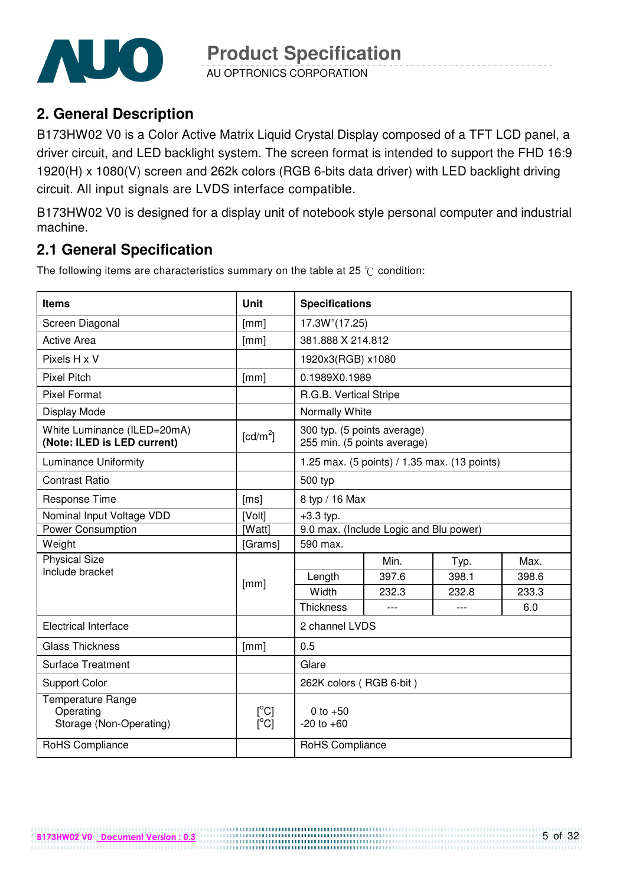## 2. General Description

B173HW02 V0 is a Color Active Matrix Liquid Crystal Display composed of a TFT LCD panel, a driver circuit, and LED backlight system. The screen format is intended to support the FHD 16:9 1920(H) x 1080(V) screen and 262k colors (RGB 6-bits data driver) with LED backlight driving circuit. All input signals are LVDS interface compatible.

B173HW02 V0 is designed for a display unit of notebook style personal computer and industrial machine.

## 2.1 General Specification

The following items are characteristics summary on the table at 25 ℃ condition:

| Items | Unit | Specifications | | | |
|---|---|---|---|---|---|
| Screen Diagonal | [mm] | 17.3W"(17.25) | | | |
| Active Area | [mm] | 381.888 X 214.812 | | | |
| Pixels H x V | | 1920x3(RGB) x1080 | | | |
| Pixel Pitch | [mm] | 0.1989X0.1989 | | | |
| Pixel Format | | R.G.B. Vertical Stripe | | | |
| Display Mode | | Normally White | | | |
| White Luminance (ILED=20mA)<br>**(Note: ILED is LED current)** | [cd/m$^2$] | 300 typ. (5 points average)<br>255 min. (5 points average) | | | |
| Luminance Uniformity | | 1.25 max. (5 points) / 1.35 max. (13 points) | | | |
| Contrast Ratio | | 500 typ | | | |
| Response Time | [ms] | 8 typ / 16 Max | | | |
| Nominal Input Voltage VDD | [Volt] | +3.3 typ. | | | |
| Power Consumption | [Watt] | 9.0 max. (Include Logic and Blu power) | | | |
| Weight | [Grams] | 590 max. | | | |
| Physical Size<br>Include bracket | [mm] | | Min. | Typ. | Max. |
| | | Length | 397.6 | 398.1 | 398.6 |
| | | Width | 232.3 | 232.8 | 233.3 |
| | | Thickness | --- | --- | 6.0 |
| Electrical Interface | | 2 channel LVDS | | | |
| Glass Thickness | [mm] | 0.5 | | | |
| Surface Treatment | | Glare | | | |
| Support Color | | 262K colors ( RGB 6-bit ) | | | |
| Temperature Range<br>Operating<br>Storage (Non-Operating) | <br>[$^o$C]<br>[$^o$C] | <br>0 to +50<br>-20 to +60 | | | |
| RoHS Compliance | | RoHS Compliance | | | |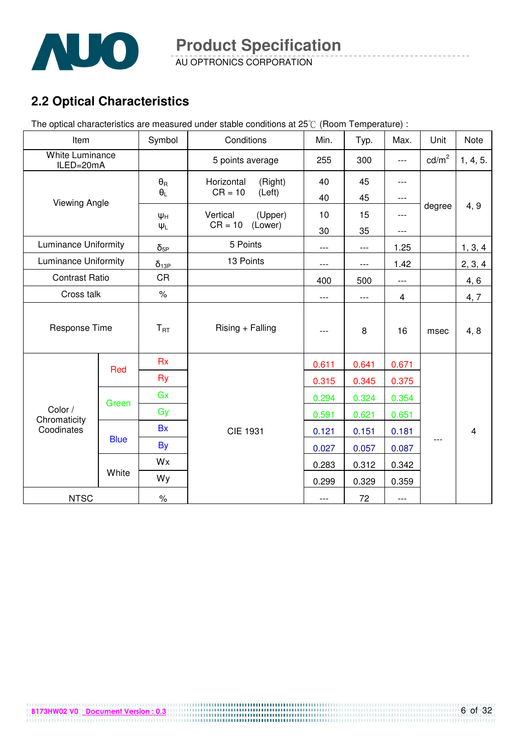## 2.2 Optical Characteristics

The optical characteristics are measured under stable conditions at 25℃ (Room Temperature) :

| Item | | Symbol | Conditions | Min. | Typ. | Max. | Unit | Note |
|---|---|---|---|---|---|---|---|---|
| White Luminance ILED=20mA | | | 5 points average | 255 | 300 | --- | cd/m$^2$ | 1, 4, 5. |
| Viewing Angle | | $\theta_R$ | Horizontal (Right) CR = 10 | 40 | 45 | --- | degree | 4, 9 |
| | | $\theta_L$ | Horizontal (Left) CR = 10 | 40 | 45 | --- | | |
| | | $\psi_H$ | Vertical (Upper) CR = 10 | 10 | 15 | --- | | |
| | | $\psi_L$ | Vertical (Lower) CR = 10 | 30 | 35 | --- | | |
| Luminance Uniformity | | $\delta_{5P}$ | 5 Points | --- | --- | 1.25 | | 1, 3, 4 |
| Luminance Uniformity | | $\delta_{13P}$ | 13 Points | --- | --- | 1.42 | | 2, 3, 4 |
| Contrast Ratio | | CR | | 400 | 500 | --- | | 4, 6 |
| Cross talk | | % | | --- | --- | 4 | | 4, 7 |
| Response Time | | $T_{RT}$ | Rising + Falling | --- | 8 | 16 | msec | 4, 8 |
| Color / Chromaticity Coodinates | Red | Rx | CIE 1931 | 0.611 | 0.641 | 0.671 | --- | 4 |
| | | Ry | | 0.315 | 0.345 | 0.375 | | |
| | Green | Gx | | 0.294 | 0.324 | 0.354 | | |
| | | Gy | | 0.591 | 0.621 | 0.651 | | |
| | Blue | Bx | | 0.121 | 0.151 | 0.181 | | |
| | | By | | 0.027 | 0.057 | 0.087 | | |
| | White | Wx | | 0.283 | 0.312 | 0.342 | | |
| | | Wy | | 0.299 | 0.329 | 0.359 | | |
| NTSC | | % | | --- | 72 | --- | | |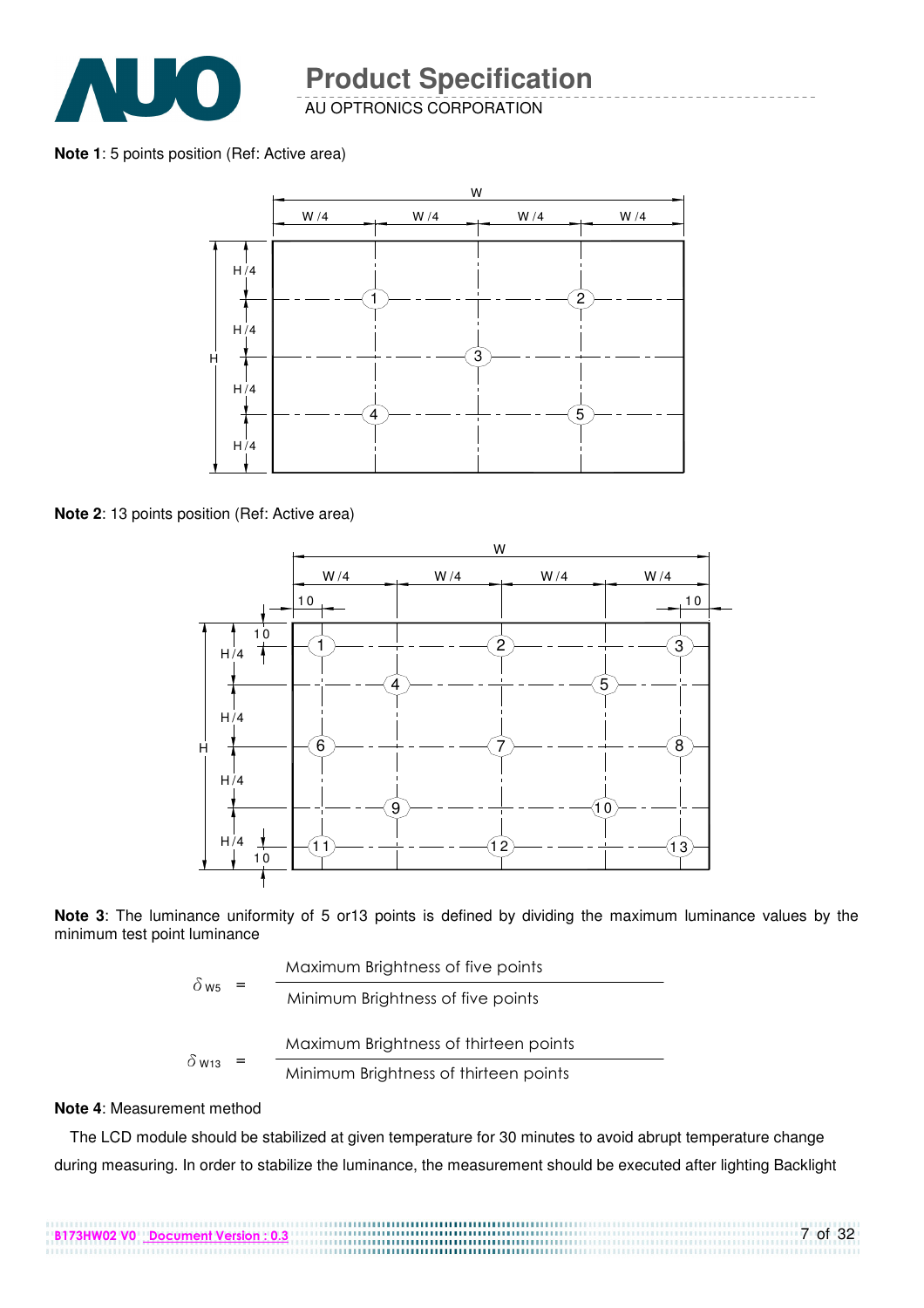**Note 1**: 5 points position (Ref: Active area)

**Note 2**: 13 points position (Ref: Active area)

**Note 3**: The luminance uniformity of 5 or13 points is defined by dividing the maximum luminance values by the minimum test point luminance

$$\delta_{W5} = \frac{\text{Maximum Brightness of five points}}{\text{Minimum Brightness of five points}}$$

$$\delta_{W13} = \frac{\text{Maximum Brightness of thirteen points}}{\text{Minimum Brightness of thirteen points}}$$

**Note 4**: Measurement method

The LCD module should be stabilized at given temperature for 30 minutes to avoid abrupt temperature change during measuring. In order to stabilize the luminance, the measurement should be executed after lighting Backlight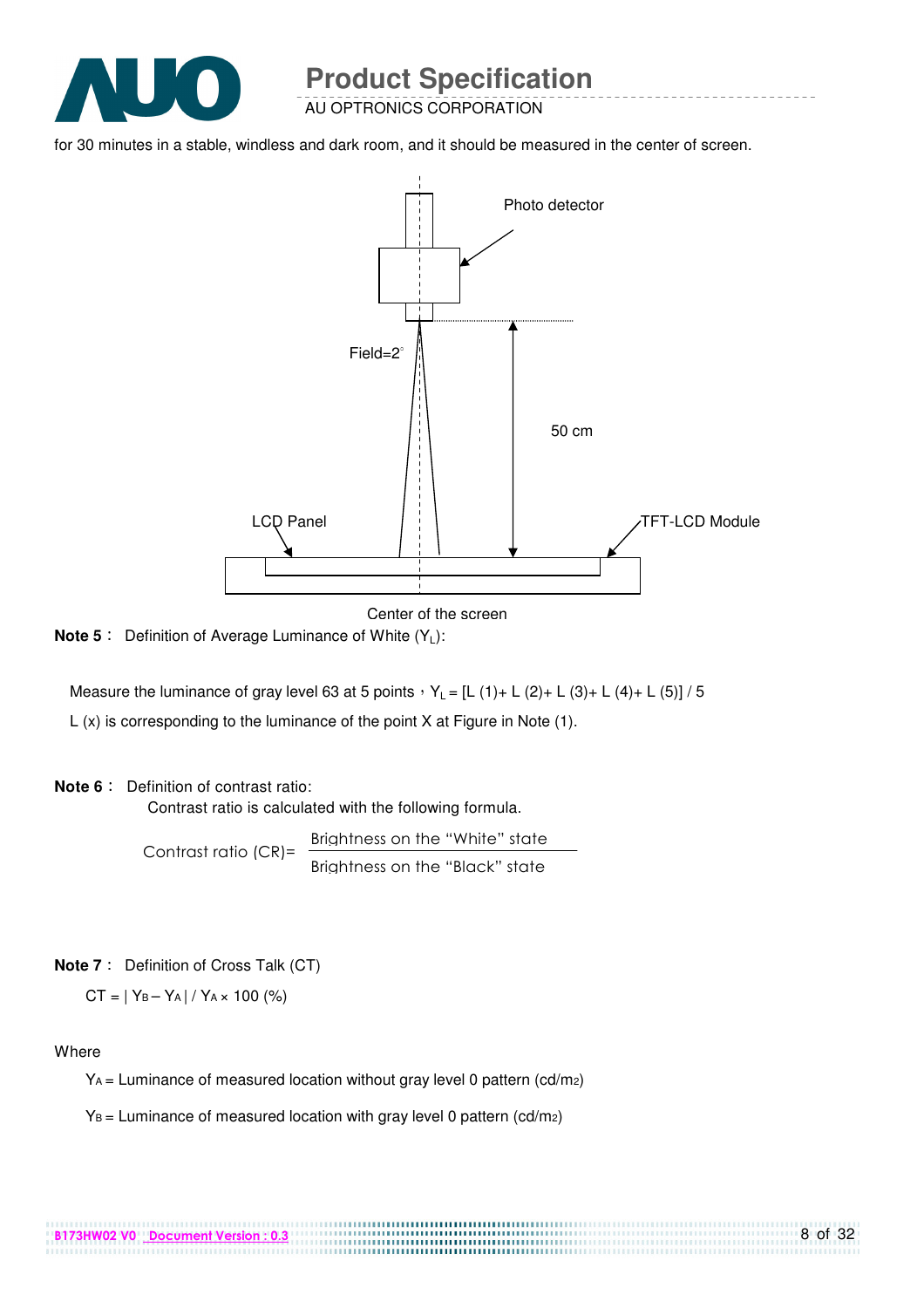for 30 minutes in a stable, windless and dark room, and it should be measured in the center of screen.

Photo detector

Field=2°

50 cm

LCD Panel

TFT-LCD Module

Center of the screen

**Note 5**： Definition of Average Luminance of White ($Y_L$):

Measure the luminance of gray level 63 at 5 points，$Y_L$ = [L (1)+ L (2)+ L (3)+ L (4)+ L (5)] / 5

L (x) is corresponding to the luminance of the point X at Figure in Note (1).

**Note 6**： Definition of contrast ratio:

Contrast ratio is calculated with the following formula.

$$\text{Contrast ratio (CR)} = \frac{\text{Brightness on the "White" state}}{\text{Brightness on the "Black" state}}$$

**Note 7**： Definition of Cross Talk (CT)

$CT = | Y_B - Y_A | / Y_A \times 100$ (%)

Where

$Y_A$ = Luminance of measured location without gray level 0 pattern (cd/m2)

$Y_B$ = Luminance of measured location with gray level 0 pattern (cd/m2)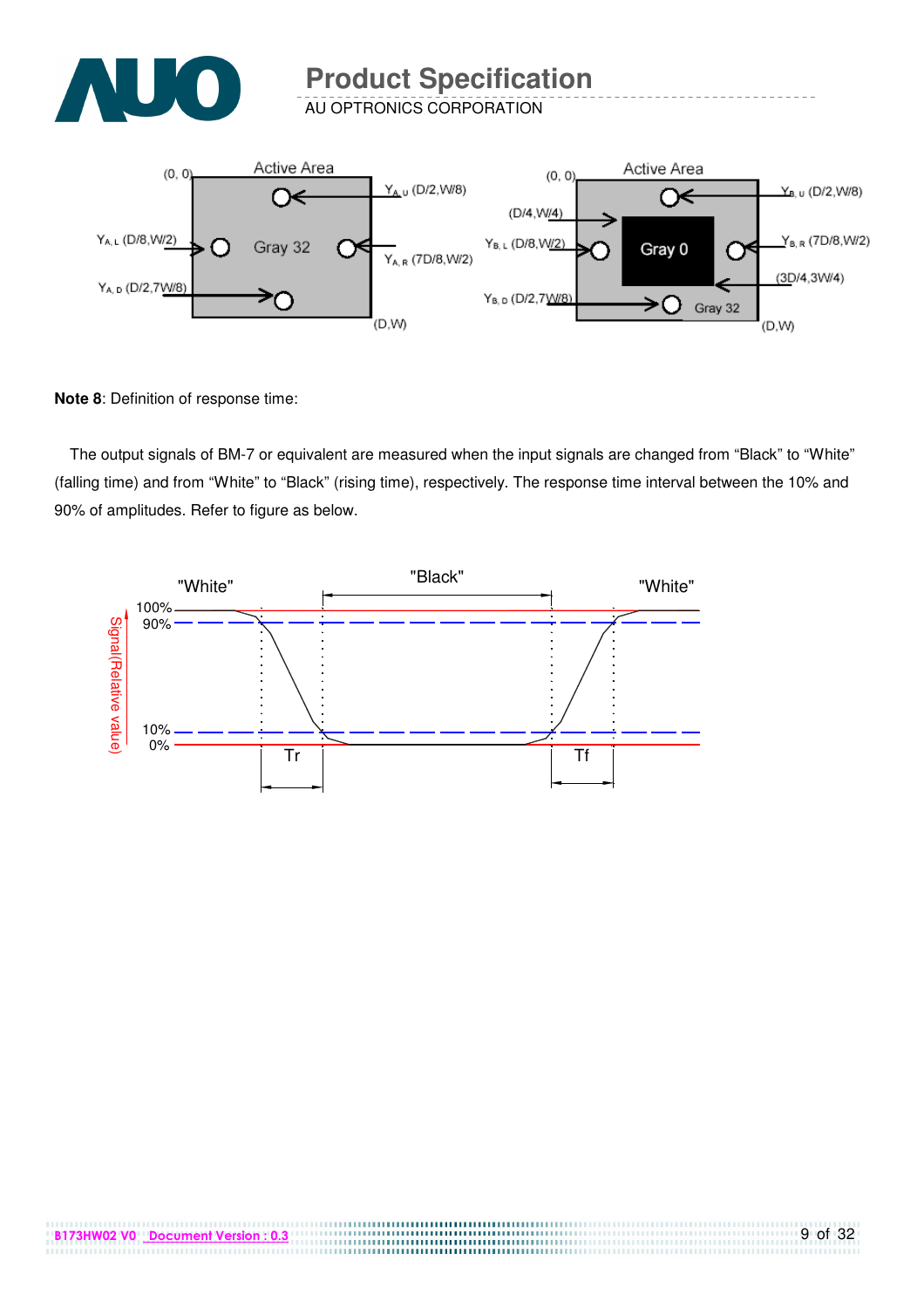**Note 8**: Definition of response time:

The output signals of BM-7 or equivalent are measured when the input signals are changed from “Black” to “White” (falling time) and from “White” to “Black” (rising time), respectively. The response time interval between the 10% and 90% of amplitudes. Refer to figure as below.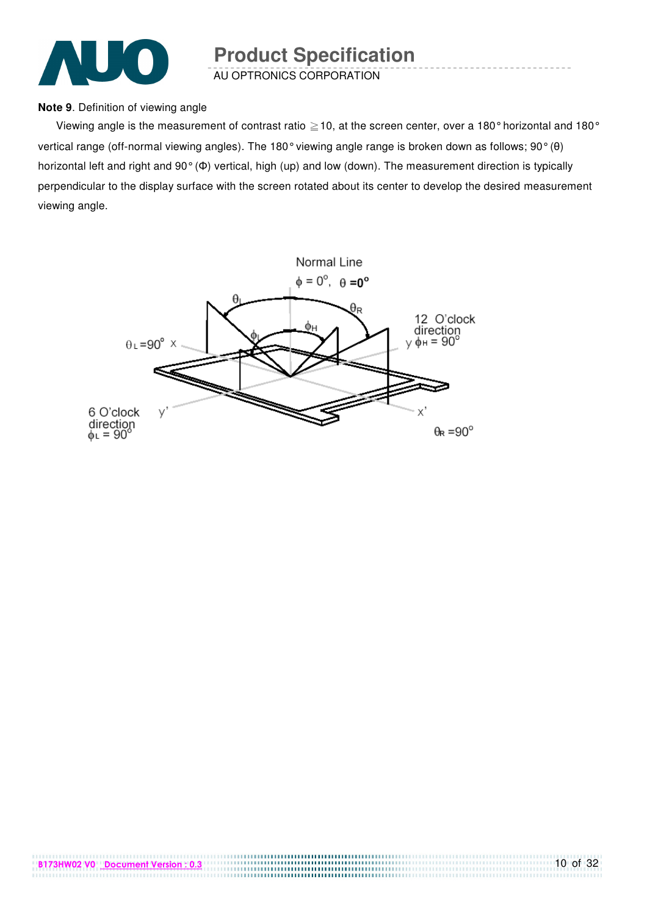**Note 9**. Definition of viewing angle

Viewing angle is the measurement of contrast ratio ≧10, at the screen center, over a 180° horizontal and 180° vertical range (off-normal viewing angles). The 180° viewing angle range is broken down as follows; 90° (θ) horizontal left and right and 90° (Φ) vertical, high (up) and low (down). The measurement direction is typically perpendicular to the display surface with the screen rotated about its center to develop the desired measurement viewing angle.

Normal Line
$\phi = 0^\circ$, $\theta = 0^\circ$

$\theta_L$ $\theta_R$ $\phi_L$ $\phi_H$

$\theta_L = 90^\circ$ x

12 O'clock direction
y $\phi_H = 90^\circ$

6 O'clock direction
$\phi_L = 90^\circ$ y'

x'

$\theta_R = 90^\circ$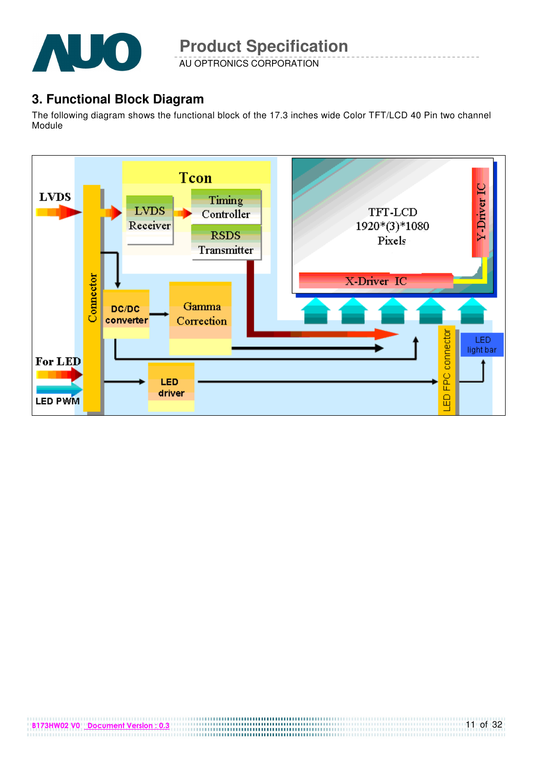## 3. Functional Block Diagram

The following diagram shows the functional block of the 17.3 inches wide Color TFT/LCD 40 Pin two channel Module

LVDS

Connector

Tcon

LVDS Receiver

Timing Controller

RSDS Transmitter

TFT-LCD 1920*(3)*1080 Pixels

Y-Driver IC

X-Driver IC

DC/DC converter

Gamma Correction

For LED

LED PWM

LED driver

LED FPC connector

LED light bar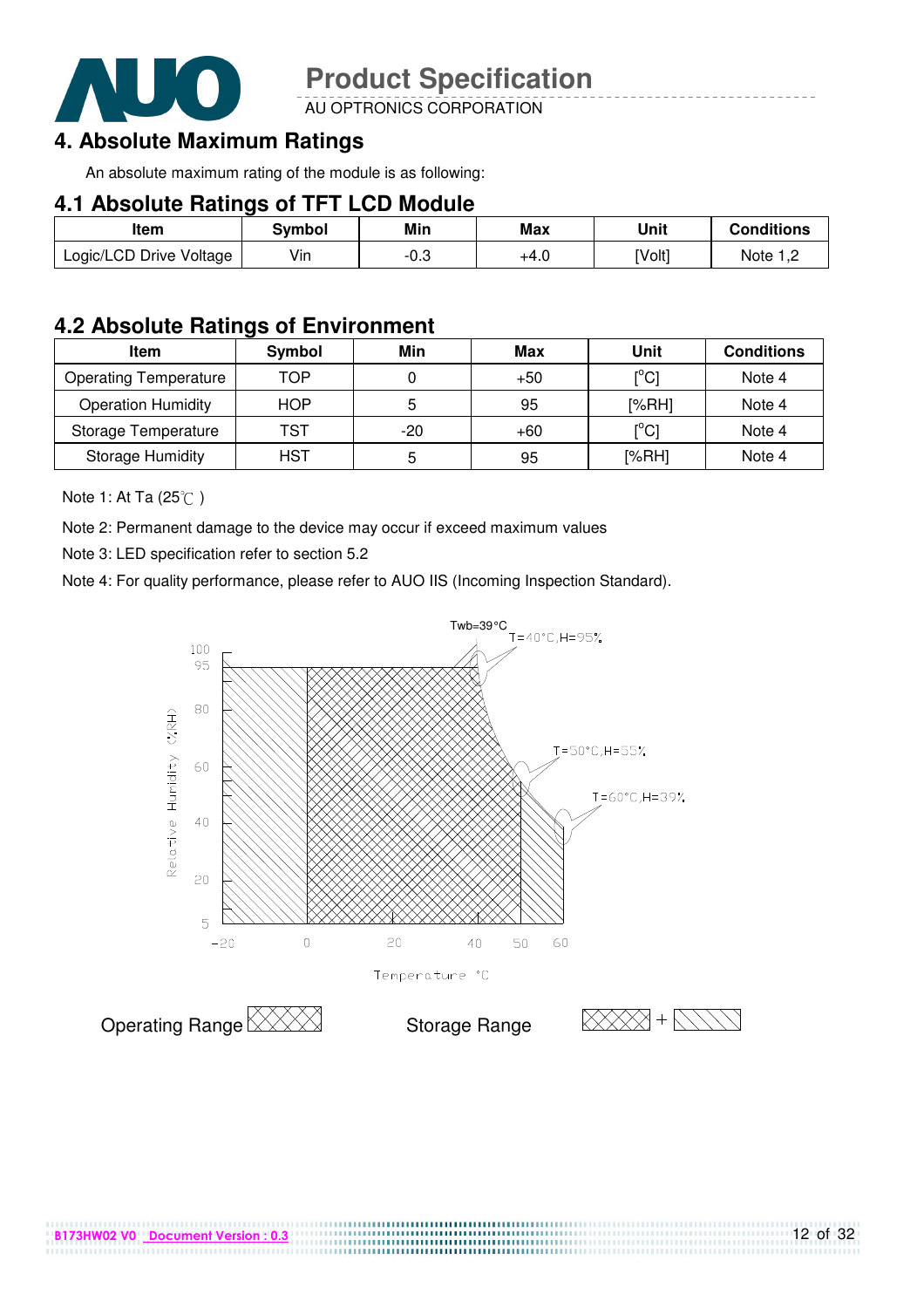# 4. Absolute Maximum Ratings

An absolute maximum rating of the module is as following:

## 4.1 Absolute Ratings of TFT LCD Module

| Item | Symbol | Min | Max | Unit | Conditions |
|---|---|---|---|---|---|
| Logic/LCD Drive Voltage | Vin | -0.3 | +4.0 | [Volt] | Note 1,2 |

## 4.2 Absolute Ratings of Environment

| Item | Symbol | Min | Max | Unit | Conditions |
|---|---|---|---|---|---|
| Operating Temperature | TOP | 0 | +50 | [°C] | Note 4 |
| Operation Humidity | HOP | 5 | 95 | [%RH] | Note 4 |
| Storage Temperature | TST | -20 | +60 | [°C] | Note 4 |
| Storage Humidity | HST | 5 | 95 | [%RH] | Note 4 |

Note 1: At Ta (25℃ )

Note 2: Permanent damage to the device may occur if exceed maximum values

Note 3: LED specification refer to section 5.2

Note 4: For quality performance, please refer to AUO IIS (Incoming Inspection Standard).

Twb=39°C

T=40°C,H=95%

T=50°C,H=55%

T=60°C,H=39%

Relative Humidity (%RH)

Temperature °C

Operating Range

Storage Range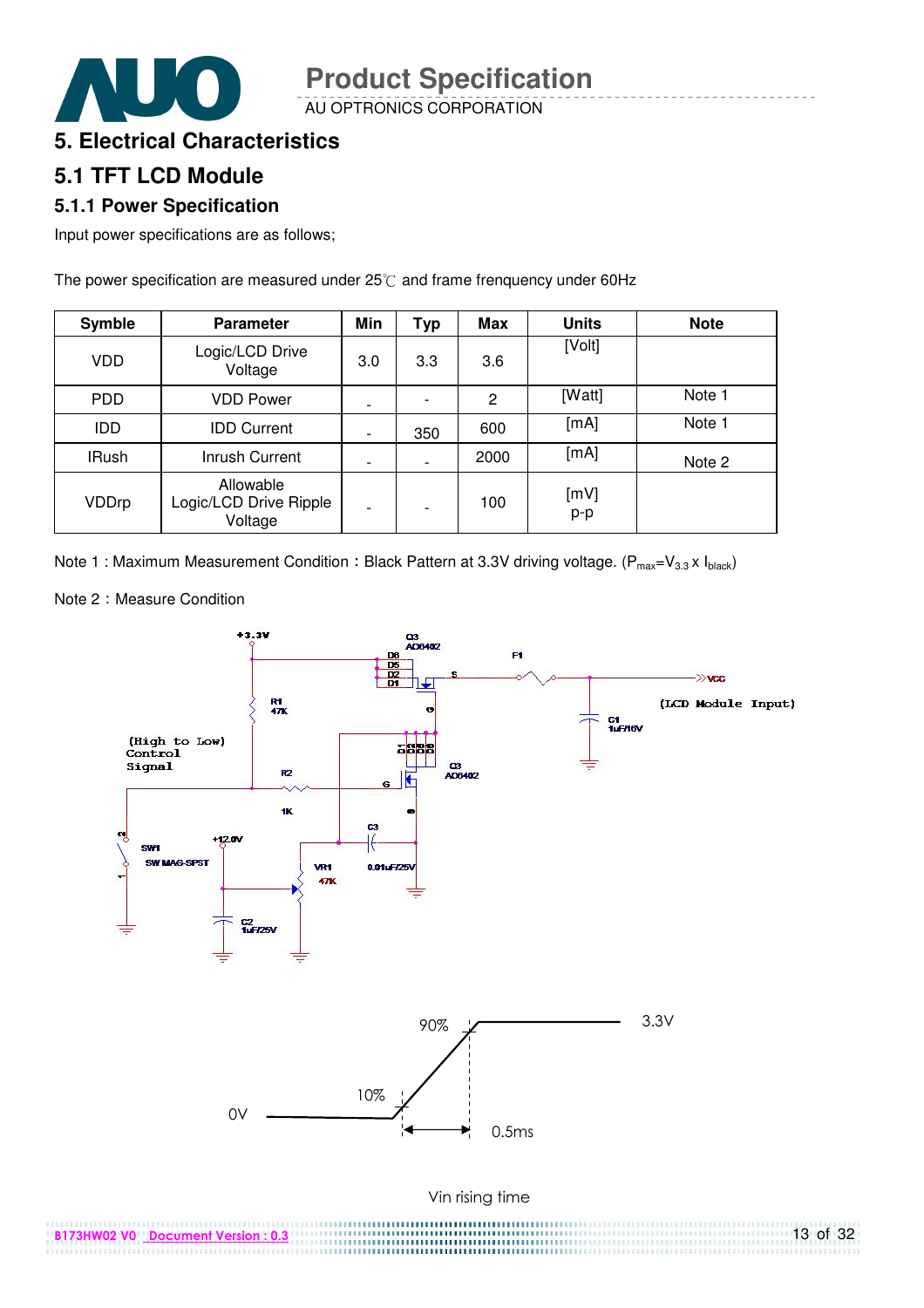# 5. Electrical Characteristics

## 5.1 TFT LCD Module

### 5.1.1 Power Specification

Input power specifications are as follows;

The power specification are measured under 25℃ and frame frenquency under 60Hz

| Symble | Parameter | Min | Typ | Max | Units | Note |
|---|---|---|---|---|---|---|
| VDD | Logic/LCD Drive Voltage | 3.0 | 3.3 | 3.6 | [Volt] | |
| PDD | VDD Power | - | - | 2 | [Watt] | Note 1 |
| IDD | IDD Current | - | 350 | 600 | [mA] | Note 1 |
| IRush | Inrush Current | - | - | 2000 | [mA] | Note 2 |
| VDDrp | Allowable Logic/LCD Drive Ripple Voltage | - | - | 100 | [mV] p-p | |

Note 1 : Maximum Measurement Condition：Black Pattern at 3.3V driving voltage. ($P_{max}=V_{3.3} \times I_{black}$)

Note 2：Measure Condition

+3.3V, Q3 AO6402, D6, D5, D2, D1, S, F1, VCC (LCD Module Input), C1 1uF/16V, R1 47K, (High to Low) Control Signal, R2 1K, G, D, Q3 AO6402, SW1 SW MAG-SPST, +12.0V, VR1 47K, C3 0.01uF/25V, C2 1uF/25V

90%, 3.3V, 10%, 0V, 0.5ms

Vin rising time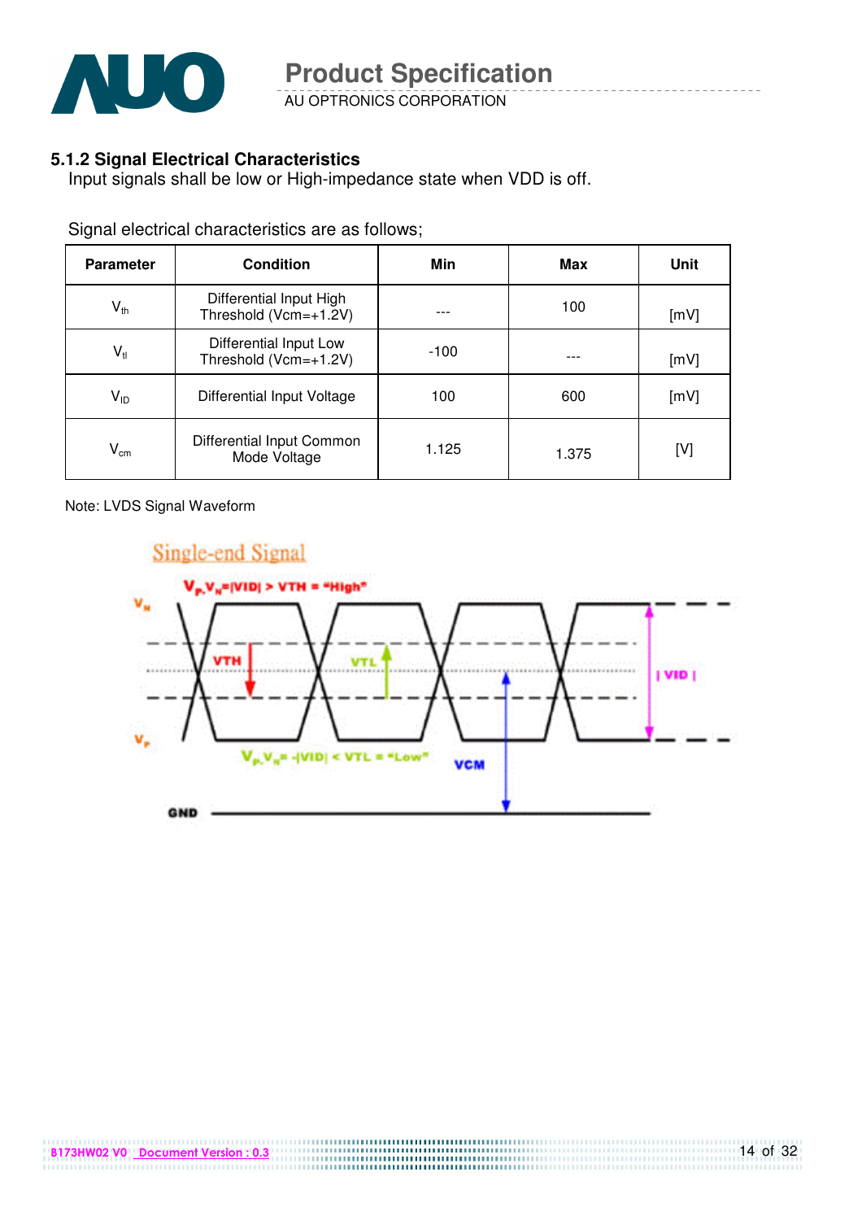### 5.1.2 Signal Electrical Characteristics

Input signals shall be low or High-impedance state when VDD is off.

Signal electrical characteristics are as follows;

| Parameter | Condition | Min | Max | Unit |
|---|---|---|---|---|
| $V_{th}$ | Differential Input High Threshold (Vcm=+1.2V) | --- | 100 | [mV] |
| $V_{tl}$ | Differential Input Low Threshold (Vcm=+1.2V) | -100 | --- | [mV] |
| $V_{ID}$ | Differential Input Voltage | 100 | 600 | [mV] |
| $V_{cm}$ | Differential Input Common Mode Voltage | 1.125 | 1.375 | [V] |

Note: LVDS Signal Waveform

Single-end Signal

$V_P$-$V_N$=|VID| > VTH = "High"

$V_P$-$V_N$= -|VID| < VTL = "Low"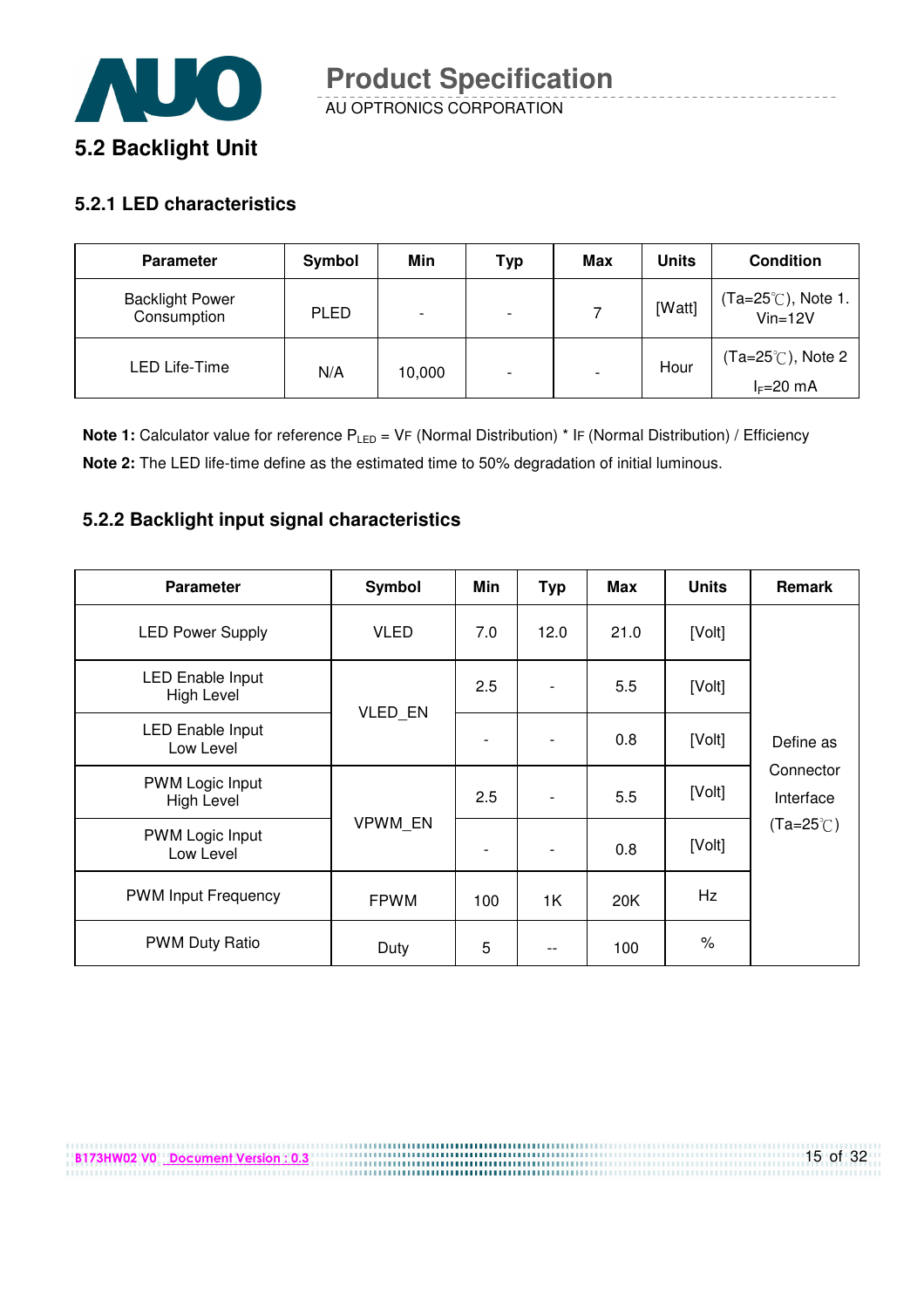## 5.2 Backlight Unit

### 5.2.1 LED characteristics

| Parameter | Symbol | Min | Typ | Max | Units | Condition |
|---|---|---|---|---|---|---|
| Backlight Power Consumption | PLED | - | - | 7 | [Watt] | (Ta=25℃), Note 1. Vin=12V |
| LED Life-Time | N/A | 10,000 | - | - | Hour | (Ta=25℃), Note 2 $I_F$=20 mA |

**Note 1:** Calculator value for reference $P_{LED}$ = VF (Normal Distribution) * IF (Normal Distribution) / Efficiency

**Note 2:** The LED life-time define as the estimated time to 50% degradation of initial luminous.

### 5.2.2 Backlight input signal characteristics

| Parameter | Symbol | Min | Typ | Max | Units | Remark |
|---|---|---|---|---|---|---|
| LED Power Supply | VLED | 7.0 | 12.0 | 21.0 | [Volt] | Define as Connector Interface (Ta=25℃) |
| LED Enable Input High Level | VLED_EN | 2.5 | - | 5.5 | [Volt] | |
| LED Enable Input Low Level | | - | - | 0.8 | [Volt] | |
| PWM Logic Input High Level | VPWM_EN | 2.5 | - | 5.5 | [Volt] | |
| PWM Logic Input Low Level | | - | - | 0.8 | [Volt] | |
| PWM Input Frequency | FPWM | 100 | 1K | 20K | Hz | |
| PWM Duty Ratio | Duty | 5 | -- | 100 | % | |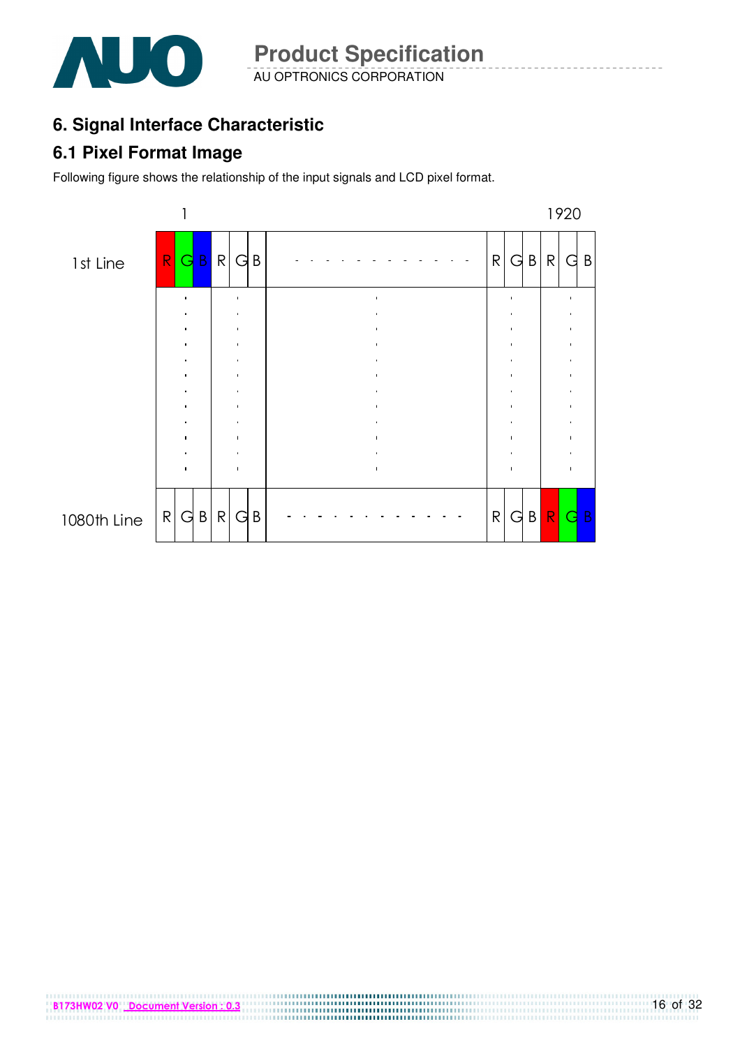## 6. Signal Interface Characteristic

### 6.1 Pixel Format Image

Following figure shows the relationship of the input signals and LCD pixel format.

|  | 1 |  |  |  |  |  |  |  |  |  |  |  | 1920 |
|---|---|---|---|---|---|---|---|---|---|---|---|---|---|
| 1st Line | R | G | B | R | G | B | - - - - - - - - - - - - | R | G | B | R | G | B |
|  | . |  |  | . |  |  | . | . |  |  | . |  |  |
| 1080th Line | R | G | B | R | G | B | - - - - - - - - - - - - | R | G | B | R | G | B |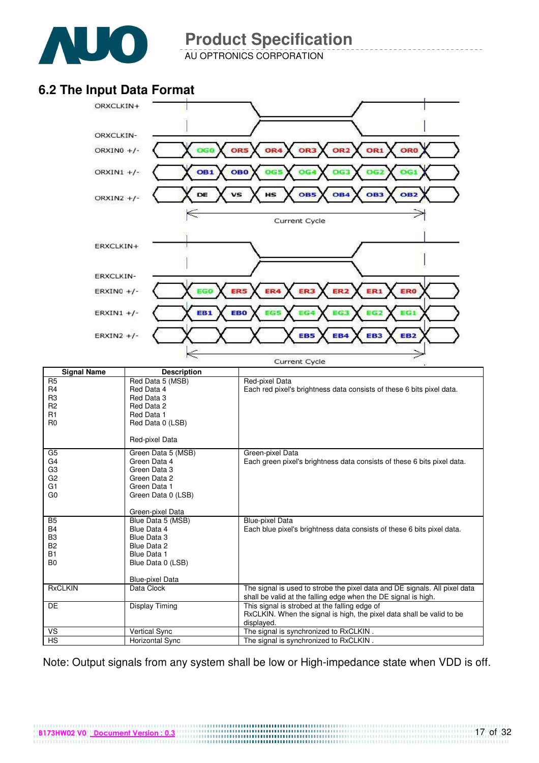## 6.2 The Input Data Format

ORXCLKIN+

ORXCLKIN-

ORXIN0 +/- : OG0, OR5, OR4, OR3, OR2, OR1, OR0

ORXIN1 +/- : OB1, OB0, OG5, OG4, OG3, OG2, OG1

ORXIN2 +/- : DE, VS, HS, OB5, OB4, OB3, OB2

Current Cycle

ERXCLKIN+

ERXCLKIN-

ERXIN0 +/- : EG0, ER5, ER4, ER3, ER2, ER1, ER0

ERXIN1 +/- : EB1, EB0, EG5, EG4, EG3, EG2, EG1

ERXIN2 +/- : EB5, EB4, EB3, EB2

Current Cycle

| Signal Name | Description | |
|---|---|---|
| R5<br>R4<br>R3<br>R2<br>R1<br>R0 | Red Data 5 (MSB)<br>Red Data 4<br>Red Data 3<br>Red Data 2<br>Red Data 1<br>Red Data 0 (LSB)<br><br>Red-pixel Data | Red-pixel Data<br>Each red pixel's brightness data consists of these 6 bits pixel data. |
| G5<br>G4<br>G3<br>G2<br>G1<br>G0 | Green Data 5 (MSB)<br>Green Data 4<br>Green Data 3<br>Green Data 2<br>Green Data 1<br>Green Data 0 (LSB)<br><br>Green-pixel Data | Green-pixel Data<br>Each green pixel's brightness data consists of these 6 bits pixel data. |
| B5<br>B4<br>B3<br>B2<br>B1<br>B0 | Blue Data 5 (MSB)<br>Blue Data 4<br>Blue Data 3<br>Blue Data 2<br>Blue Data 1<br>Blue Data 0 (LSB)<br><br>Blue-pixel Data | Blue-pixel Data<br>Each blue pixel's brightness data consists of these 6 bits pixel data. |
| RxCLKIN | Data Clock | The signal is used to strobe the pixel data and DE signals. All pixel data shall be valid at the falling edge when the DE signal is high. |
| DE | Display Timing | This signal is strobed at the falling edge of RxCLKIN. When the signal is high, the pixel data shall be valid to be displayed. |
| VS | Vertical Sync | The signal is synchronized to RxCLKIN . |
| HS | Horizontal Sync | The signal is synchronized to RxCLKIN . |

Note: Output signals from any system shall be low or High-impedance state when VDD is off.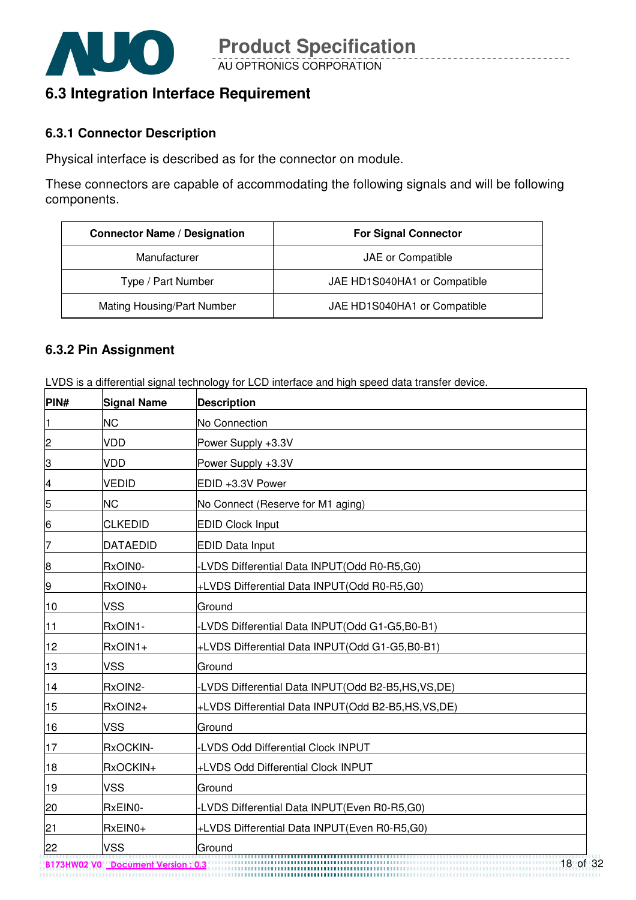## 6.3 Integration Interface Requirement

### 6.3.1 Connector Description

Physical interface is described as for the connector on module.

These connectors are capable of accommodating the following signals and will be following components.

| Connector Name / Designation | For Signal Connector |
|---|---|
| Manufacturer | JAE or Compatible |
| Type / Part Number | JAE HD1S040HA1 or Compatible |
| Mating Housing/Part Number | JAE HD1S040HA1 or Compatible |

### 6.3.2 Pin Assignment

LVDS is a differential signal technology for LCD interface and high speed data transfer device.

| PIN# | Signal Name | Description |
|---|---|---|
| 1 | NC | No Connection |
| 2 | VDD | Power Supply +3.3V |
| 3 | VDD | Power Supply +3.3V |
| 4 | VEDID | EDID +3.3V Power |
| 5 | NC | No Connect (Reserve for M1 aging) |
| 6 | CLKEDID | EDID Clock Input |
| 7 | DATAEDID | EDID Data Input |
| 8 | RxOIN0- | -LVDS Differential Data INPUT(Odd R0-R5,G0) |
| 9 | RxOIN0+ | +LVDS Differential Data INPUT(Odd R0-R5,G0) |
| 10 | VSS | Ground |
| 11 | RxOIN1- | -LVDS Differential Data INPUT(Odd G1-G5,B0-B1) |
| 12 | RxOIN1+ | +LVDS Differential Data INPUT(Odd G1-G5,B0-B1) |
| 13 | VSS | Ground |
| 14 | RxOIN2- | -LVDS Differential Data INPUT(Odd B2-B5,HS,VS,DE) |
| 15 | RxOIN2+ | +LVDS Differential Data INPUT(Odd B2-B5,HS,VS,DE) |
| 16 | VSS | Ground |
| 17 | RxOCKIN- | -LVDS Odd Differential Clock INPUT |
| 18 | RxOCKIN+ | +LVDS Odd Differential Clock INPUT |
| 19 | VSS | Ground |
| 20 | RxEIN0- | -LVDS Differential Data INPUT(Even R0-R5,G0) |
| 21 | RxEIN0+ | +LVDS Differential Data INPUT(Even R0-R5,G0) |
| 22 | VSS | Ground |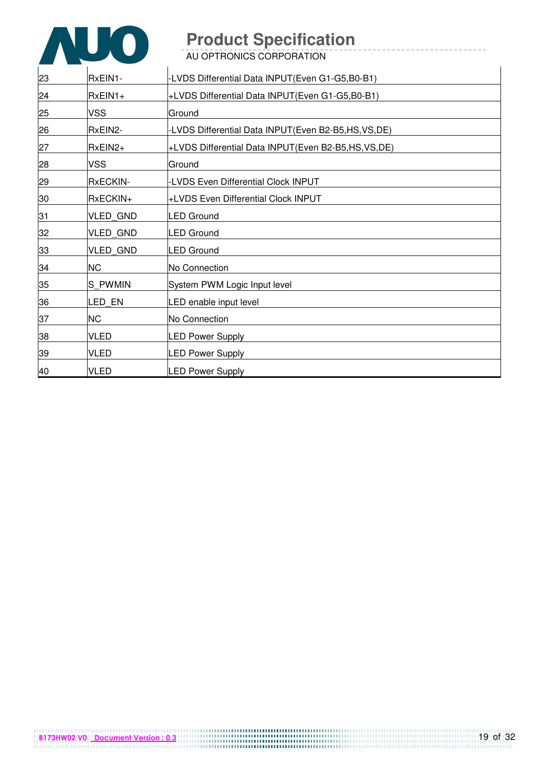| | | |
|---|---|---|
| 23 | RxEIN1- | -LVDS Differential Data INPUT(Even G1-G5,B0-B1) |
| 24 | RxEIN1+ | +LVDS Differential Data INPUT(Even G1-G5,B0-B1) |
| 25 | VSS | Ground |
| 26 | RxEIN2- | -LVDS Differential Data INPUT(Even B2-B5,HS,VS,DE) |
| 27 | RxEIN2+ | +LVDS Differential Data INPUT(Even B2-B5,HS,VS,DE) |
| 28 | VSS | Ground |
| 29 | RxECKIN- | -LVDS Even Differential Clock INPUT |
| 30 | RxECKIN+ | +LVDS Even Differential Clock INPUT |
| 31 | VLED_GND | LED Ground |
| 32 | VLED_GND | LED Ground |
| 33 | VLED_GND | LED Ground |
| 34 | NC | No Connection |
| 35 | S_PWMIN | System PWM Logic Input level |
| 36 | LED_EN | LED enable input level |
| 37 | NC | No Connection |
| 38 | VLED | LED Power Supply |
| 39 | VLED | LED Power Supply |
| 40 | VLED | LED Power Supply |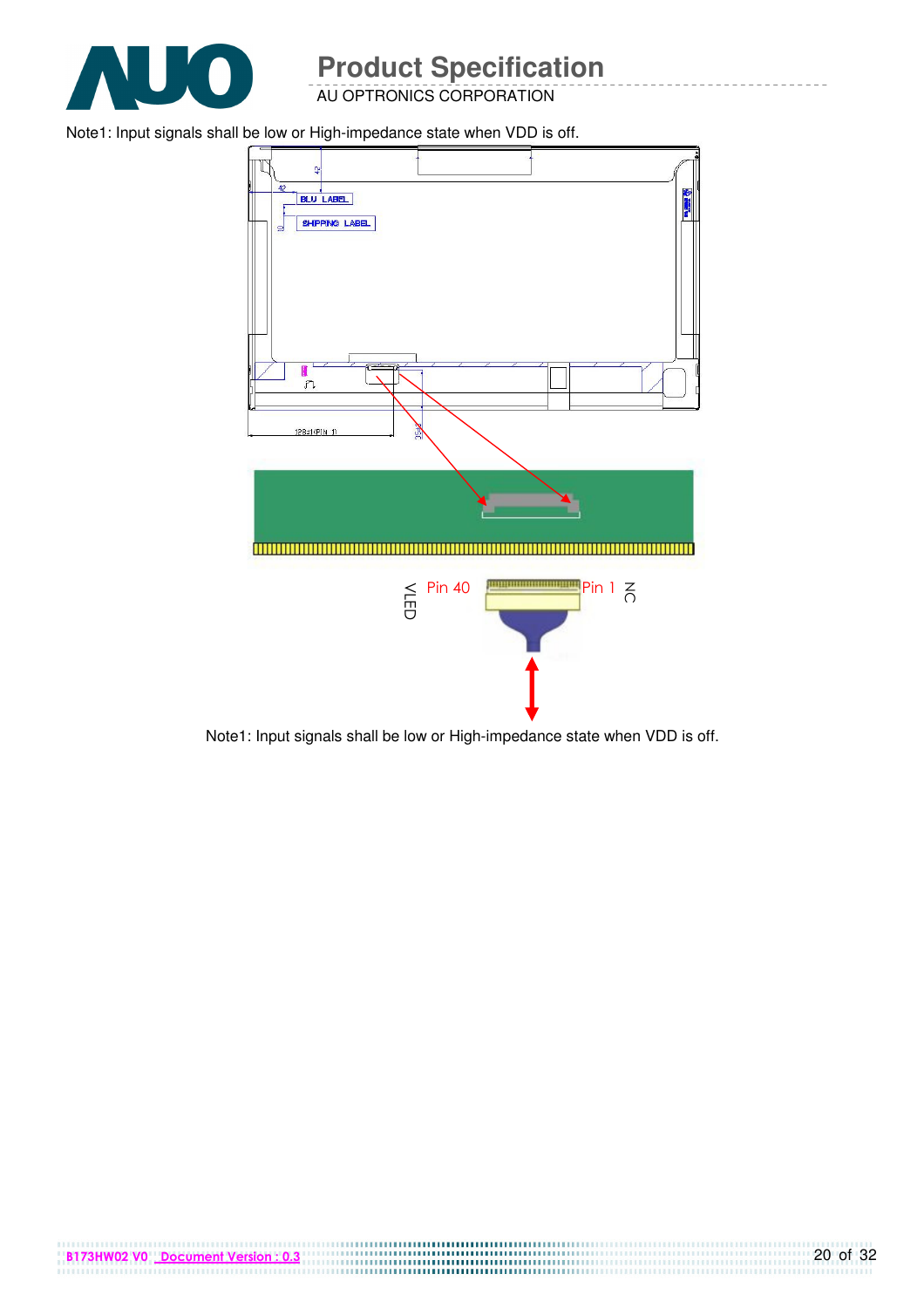Note1: Input signals shall be low or High-impedance state when VDD is off.

BLU LABEL

SHIPPING LABEL

VLED Pin 40 Pin 1 NC

Note1: Input signals shall be low or High-impedance state when VDD is off.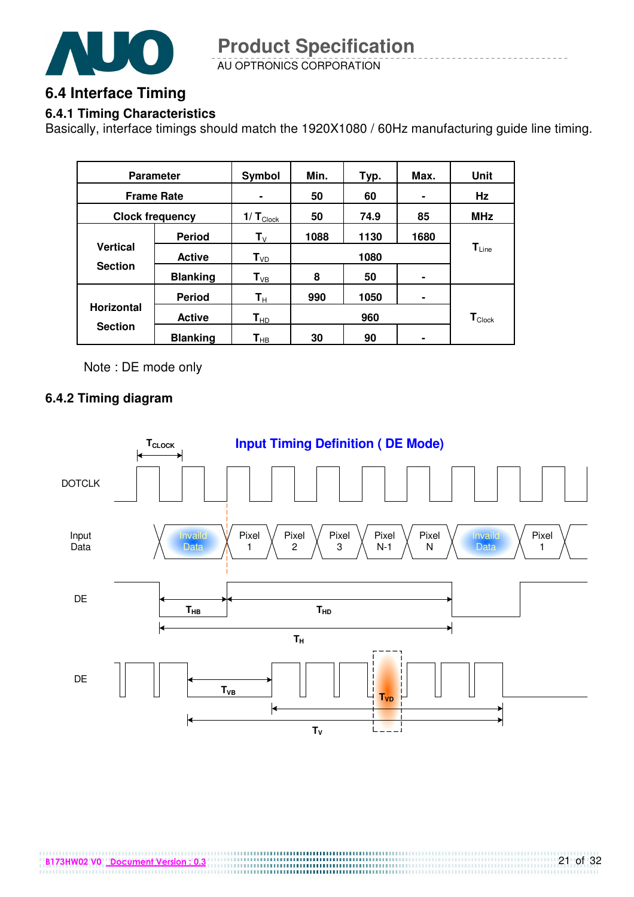## 6.4 Interface Timing

### 6.4.1 Timing Characteristics

Basically, interface timings should match the 1920X1080 / 60Hz manufacturing guide line timing.

| Parameter | | Symbol | Min. | Typ. | Max. | Unit |
|---|---|---|---|---|---|---|
| Frame Rate | | - | 50 | 60 | - | Hz |
| Clock frequency | | 1/ $T_{Clock}$ | 50 | 74.9 | 85 | MHz |
| Vertical Section | Period | $T_V$ | 1088 | 1130 | 1680 | $T_{Line}$ |
| | Active | $T_{VD}$ | | 1080 | | |
| | Blanking | $T_{VB}$ | 8 | 50 | - | |
| Horizontal Section | Period | $T_H$ | 990 | 1050 | - | $T_{Clock}$ |
| | Active | $T_{HD}$ | | 960 | | |
| | Blanking | $T_{HB}$ | 30 | 90 | - | |

Note : DE mode only

### 6.4.2 Timing diagram

**Input Timing Definition ( DE Mode)**

DOTCLK, Input Data (Invaild Data, Pixel 1, Pixel 2, Pixel 3, Pixel N-1, Pixel N, Invaild Data, Pixel 1), DE ($T_{HB}$, $T_{HD}$, $T_H$), DE ($T_{VB}$, $T_{VD}$, $T_V$), $T_{CLOCK}$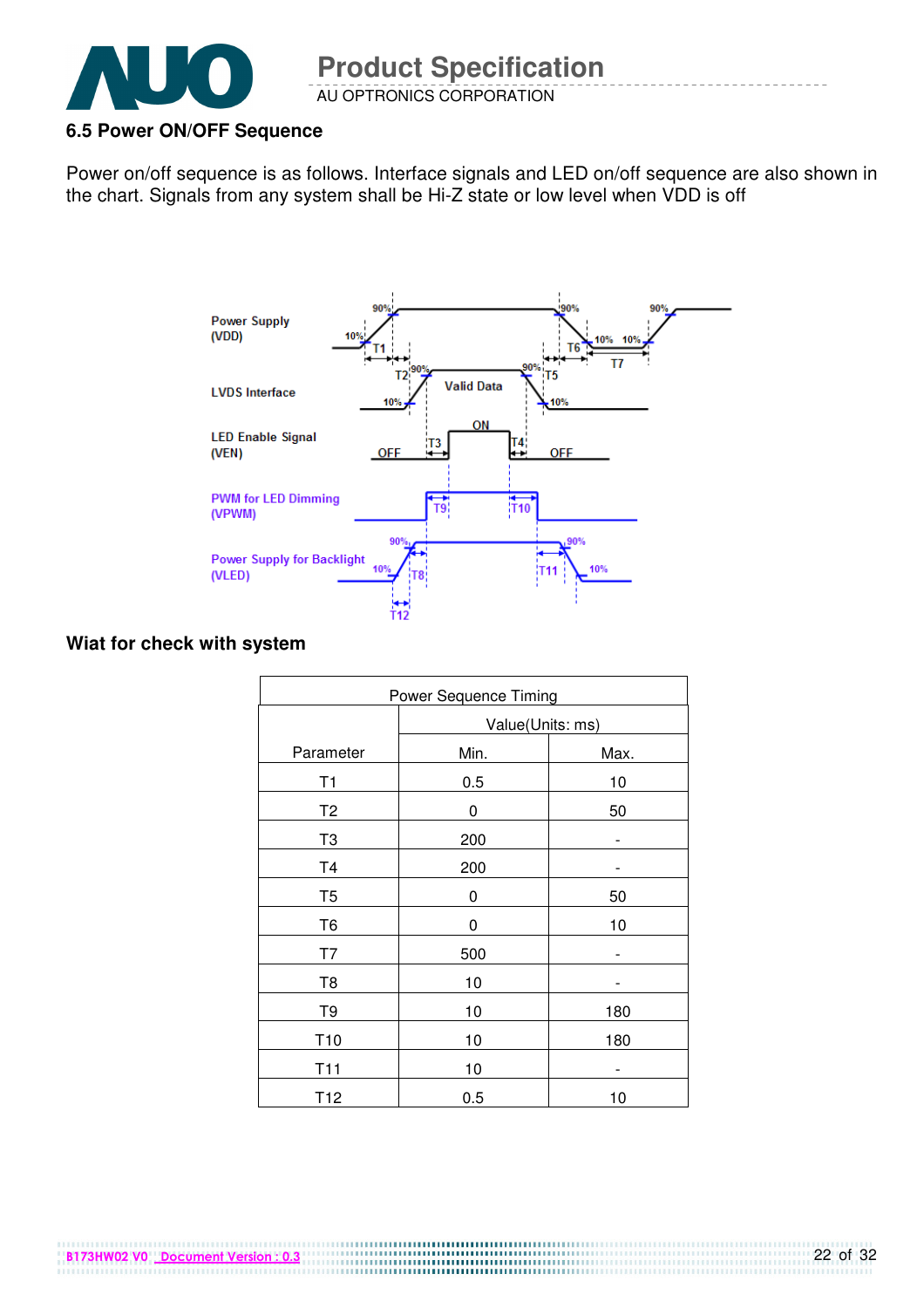## 6.5 Power ON/OFF Sequence

Power on/off sequence is as follows. Interface signals and LED on/off sequence are also shown in the chart. Signals from any system shall be Hi-Z state or low level when VDD is off

**Wiat for check with system**

| Power Sequence Timing | | |
|---|---|---|
| Parameter | Value(Units: ms) | |
| | Min. | Max. |
| T1 | 0.5 | 10 |
| T2 | 0 | 50 |
| T3 | 200 | - |
| T4 | 200 | - |
| T5 | 0 | 50 |
| T6 | 0 | 10 |
| T7 | 500 | - |
| T8 | 10 | - |
| T9 | 10 | 180 |
| T10 | 10 | 180 |
| T11 | 10 | - |
| T12 | 0.5 | 10 |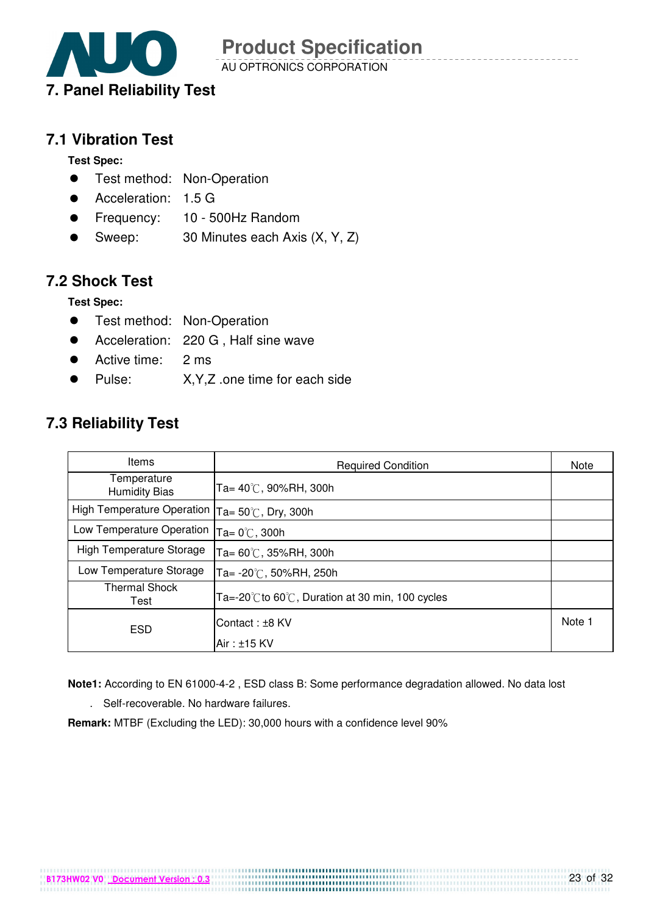# 7. Panel Reliability Test

## 7.1 Vibration Test

**Test Spec:**

- Test method: Non-Operation
- Acceleration: 1.5 G
- Frequency: 10 - 500Hz Random
- Sweep: 30 Minutes each Axis (X, Y, Z)

## 7.2 Shock Test

**Test Spec:**

- Test method: Non-Operation
- Acceleration: 220 G , Half sine wave
- Active time: 2 ms
- Pulse: X,Y,Z .one time for each side

## 7.3 Reliability Test

| Items | Required Condition | Note |
|---|---|---|
| Temperature Humidity Bias | Ta= 40℃, 90%RH, 300h | |
| High Temperature Operation | Ta= 50℃, Dry, 300h | |
| Low Temperature Operation | Ta= 0℃, 300h | |
| High Temperature Storage | Ta= 60℃, 35%RH, 300h | |
| Low Temperature Storage | Ta= -20℃, 50%RH, 250h | |
| Thermal Shock Test | Ta=-20℃to 60℃, Duration at 30 min, 100 cycles | |
| ESD | Contact : ±8 KV<br>Air : ±15 KV | Note 1 |

**Note1:** According to EN 61000-4-2 , ESD class B: Some performance degradation allowed. No data lost . Self-recoverable. No hardware failures.

**Remark:** MTBF (Excluding the LED): 30,000 hours with a confidence level 90%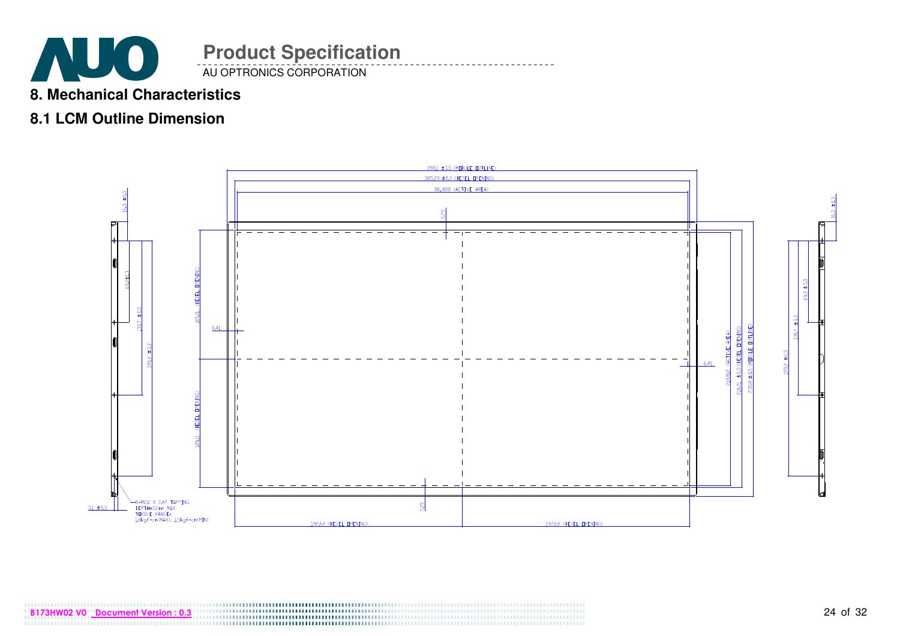## 8. Mechanical Characteristics

### 8.1 LCM Outline Dimension

398.1 ±0.5 (MODULE OUTLINE)

385.29 ±0.3 (BEZEL OPENING)

381.888 (ACTIVE AREA)

7.29

16.3 ±0.3

69.2 ±0.3

130.7 ±0.3

199.2 ±0.3

109.11 (BEZEL OPENING)

109.11 (BEZEL OPENING)

6.41

6.41

214.812 (ACTIVE AREA)

218.21 ±0.3 (BEZEL OPENING)

231.8 ±0.5 (MODULE OUTLINE)

7.29

3.1 ±0.3

8-M2.0 X 0.4P TAPPING
DEPTH=2.0mm MAX
TORQUE RANGE:
2.8kgF-cm(MAX), 1.5kgF-cm(MIN)

192.64 (BEZEL OPENING)

192.64 (BEZEL OPENING)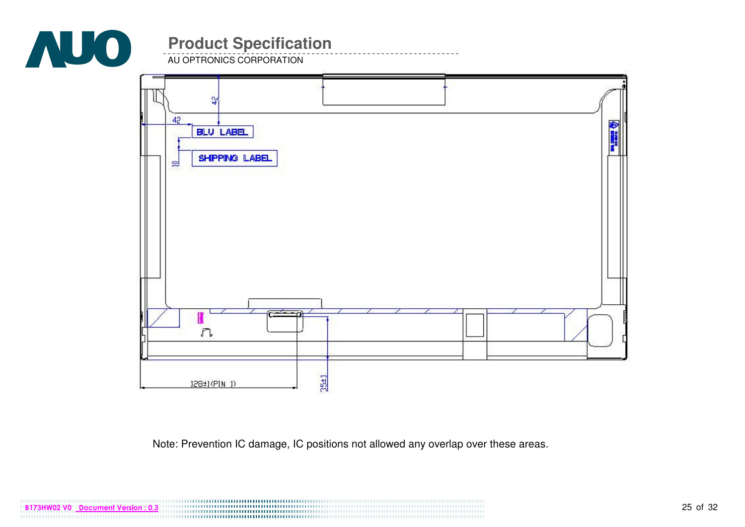Note: Prevention IC damage, IC positions not allowed any overlap over these areas.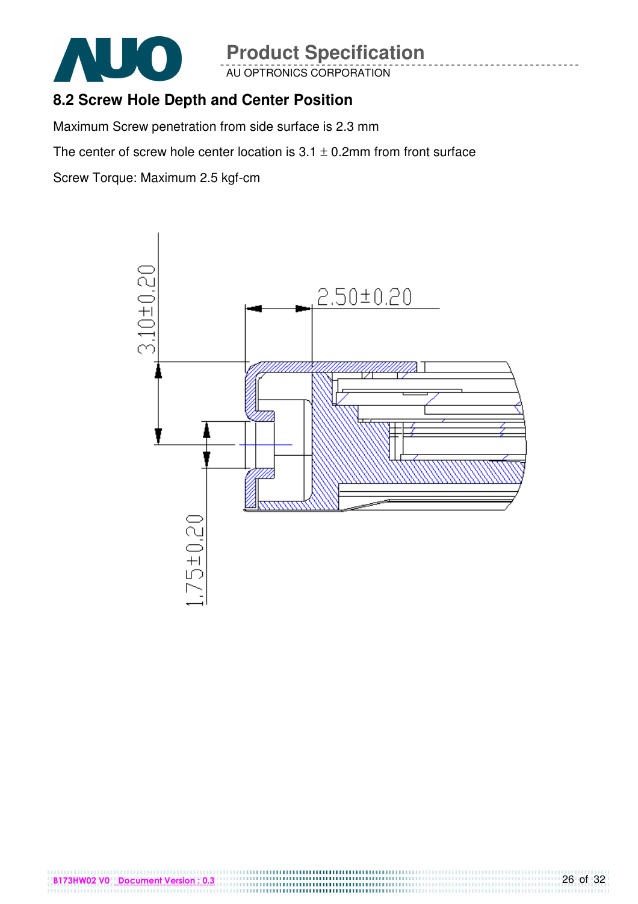## 8.2 Screw Hole Depth and Center Position

Maximum Screw penetration from side surface is 2.3 mm

The center of screw hole center location is 3.1 ± 0.2mm from front surface

Screw Torque: Maximum 2.5 kgf-cm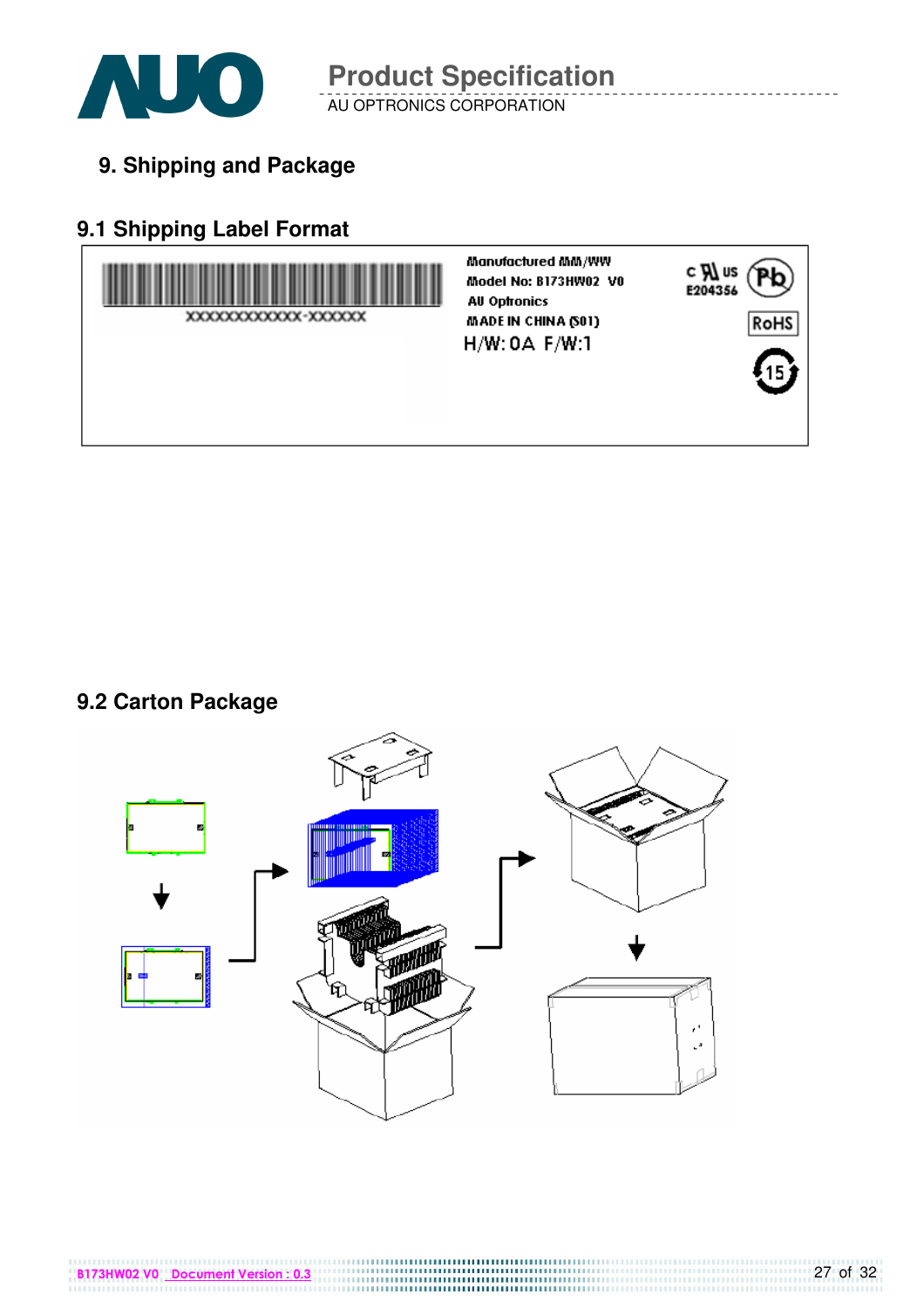# 9. Shipping and Package

## 9.1 Shipping Label Format

XXXXXXXXXXXX-XXXXXX

Manufactured MM/WW
Model No: B173HW02 V0
AU Optronics
MADE IN CHINA (S01)
H/W: 0A F/W:1

c UL us
E204356

Pb

RoHS

15

## 9.2 Carton Package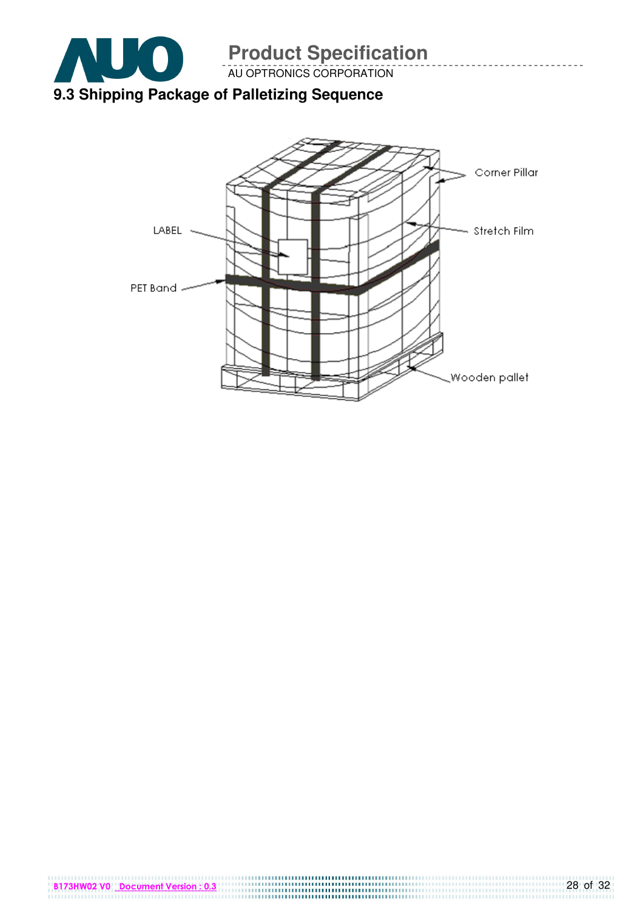## 9.3 Shipping Package of Palletizing Sequence

Corner Pillar

LABEL

Stretch Film

PET Band

Wooden pallet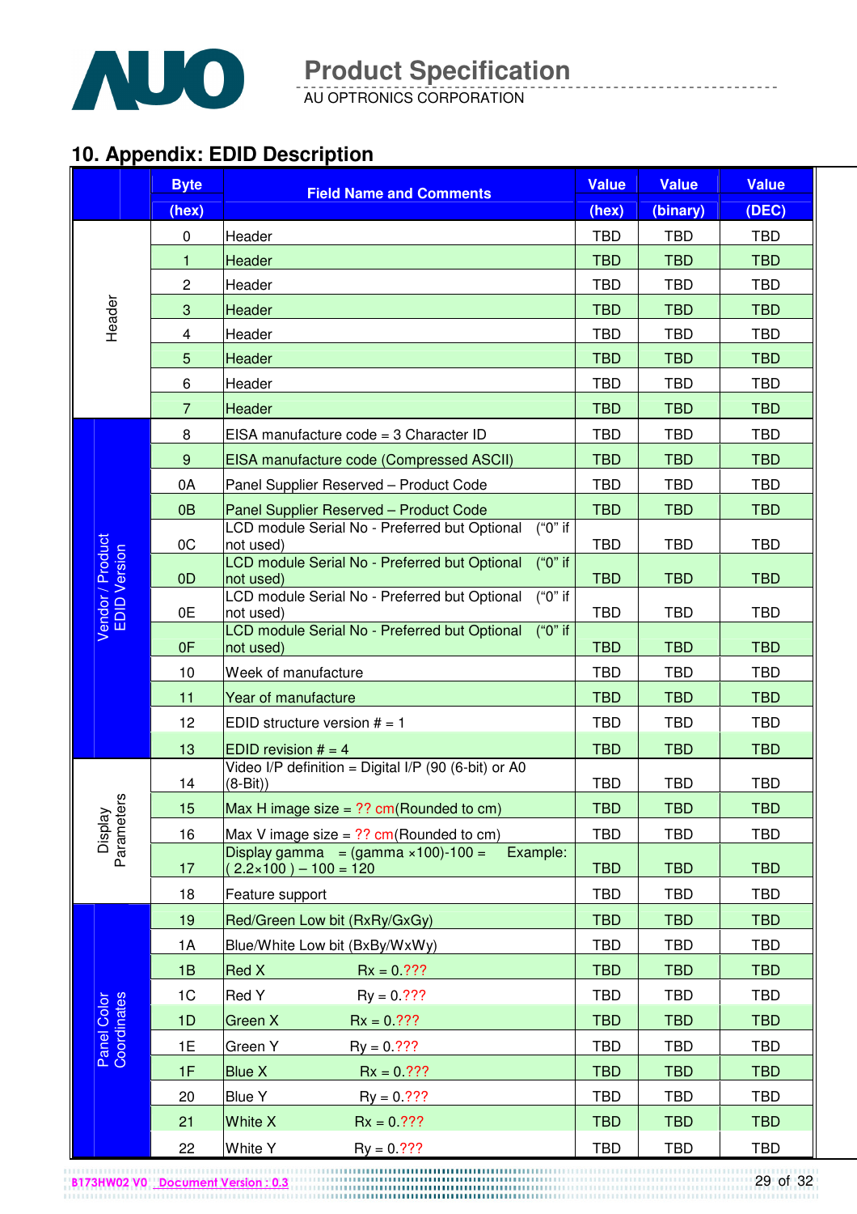## 10. Appendix: EDID Description

| | Byte (hex) | Field Name and Comments | Value (hex) | Value (binary) | Value (DEC) |
|---|---|---|---|---|---|
| Header | 0 | Header | TBD | TBD | TBD |
| | 1 | Header | TBD | TBD | TBD |
| | 2 | Header | TBD | TBD | TBD |
| | 3 | Header | TBD | TBD | TBD |
| | 4 | Header | TBD | TBD | TBD |
| | 5 | Header | TBD | TBD | TBD |
| | 6 | Header | TBD | TBD | TBD |
| | 7 | Header | TBD | TBD | TBD |
| Vendor / Product EDID Version | 8 | EISA manufacture code = 3 Character ID | TBD | TBD | TBD |
| | 9 | EISA manufacture code (Compressed ASCII) | TBD | TBD | TBD |
| | 0A | Panel Supplier Reserved – Product Code | TBD | TBD | TBD |
| | 0B | Panel Supplier Reserved – Product Code | TBD | TBD | TBD |
| | 0C | LCD module Serial No - Preferred but Optional ("0" if not used) | TBD | TBD | TBD |
| | 0D | LCD module Serial No - Preferred but Optional ("0" if not used) | TBD | TBD | TBD |
| | 0E | LCD module Serial No - Preferred but Optional ("0" if not used) | TBD | TBD | TBD |
| | 0F | LCD module Serial No - Preferred but Optional ("0" if not used) | TBD | TBD | TBD |
| | 10 | Week of manufacture | TBD | TBD | TBD |
| | 11 | Year of manufacture | TBD | TBD | TBD |
| | 12 | EDID structure version # = 1 | TBD | TBD | TBD |
| | 13 | EDID revision # = 4 | TBD | TBD | TBD |
| Display Parameters | 14 | Video I/P definition = Digital I/P (90 (6-bit) or A0 (8-Bit)) | TBD | TBD | TBD |
| | 15 | Max H image size = ?? cm(Rounded to cm) | TBD | TBD | TBD |
| | 16 | Max V image size = ?? cm(Rounded to cm) | TBD | TBD | TBD |
| | 17 | Display gamma = (gamma ×100)-100 = Example: ( 2.2×100 ) – 100 = 120 | TBD | TBD | TBD |
| | 18 | Feature support | TBD | TBD | TBD |
| Panel Color Coordinates | 19 | Red/Green Low bit (RxRy/GxGy) | TBD | TBD | TBD |
| | 1A | Blue/White Low bit (BxBy/WxWy) | TBD | TBD | TBD |
| | 1B | Red X Rx = 0.??? | TBD | TBD | TBD |
| | 1C | Red Y Ry = 0.??? | TBD | TBD | TBD |
| | 1D | Green X Rx = 0.??? | TBD | TBD | TBD |
| | 1E | Green Y Ry = 0.??? | TBD | TBD | TBD |
| | 1F | Blue X Rx = 0.??? | TBD | TBD | TBD |
| | 20 | Blue Y Ry = 0.??? | TBD | TBD | TBD |
| | 21 | White X Rx = 0.??? | TBD | TBD | TBD |
| | 22 | White Y Ry = 0.??? | TBD | TBD | TBD |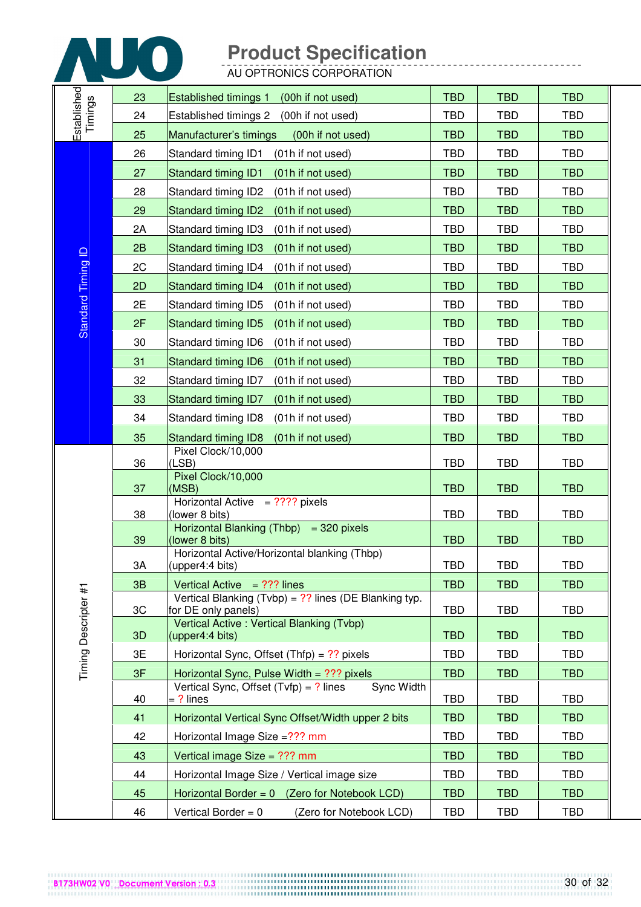| | | | | | |
|---|---|---|---|---|---|
| Established Timings | 23 | Established timings 1 (00h if not used) | TBD | TBD | TBD |
| | 24 | Established timings 2 (00h if not used) | TBD | TBD | TBD |
| | 25 | Manufacturer's timings (00h if not used) | TBD | TBD | TBD |
| Standard Timing ID | 26 | Standard timing ID1 (01h if not used) | TBD | TBD | TBD |
| | 27 | Standard timing ID1 (01h if not used) | TBD | TBD | TBD |
| | 28 | Standard timing ID2 (01h if not used) | TBD | TBD | TBD |
| | 29 | Standard timing ID2 (01h if not used) | TBD | TBD | TBD |
| | 2A | Standard timing ID3 (01h if not used) | TBD | TBD | TBD |
| | 2B | Standard timing ID3 (01h if not used) | TBD | TBD | TBD |
| | 2C | Standard timing ID4 (01h if not used) | TBD | TBD | TBD |
| | 2D | Standard timing ID4 (01h if not used) | TBD | TBD | TBD |
| | 2E | Standard timing ID5 (01h if not used) | TBD | TBD | TBD |
| | 2F | Standard timing ID5 (01h if not used) | TBD | TBD | TBD |
| | 30 | Standard timing ID6 (01h if not used) | TBD | TBD | TBD |
| | 31 | Standard timing ID6 (01h if not used) | TBD | TBD | TBD |
| | 32 | Standard timing ID7 (01h if not used) | TBD | TBD | TBD |
| | 33 | Standard timing ID7 (01h if not used) | TBD | TBD | TBD |
| | 34 | Standard timing ID8 (01h if not used) | TBD | TBD | TBD |
| | 35 | Standard timing ID8 (01h if not used) | TBD | TBD | TBD |
| Timing Descripter #1 | 36 | Pixel Clock/10,000 (LSB) | TBD | TBD | TBD |
| | 37 | Pixel Clock/10,000 (MSB) | TBD | TBD | TBD |
| | 38 | Horizontal Active = ???? pixels (lower 8 bits) | TBD | TBD | TBD |
| | 39 | Horizontal Blanking (Thbp) = 320 pixels (lower 8 bits) | TBD | TBD | TBD |
| | 3A | Horizontal Active/Horizontal blanking (Thbp) (upper4:4 bits) | TBD | TBD | TBD |
| | 3B | Vertical Active = ??? lines | TBD | TBD | TBD |
| | 3C | Vertical Blanking (Tvbp) = ?? lines (DE Blanking typ. for DE only panels) | TBD | TBD | TBD |
| | 3D | Vertical Active : Vertical Blanking (Tvbp) (upper4:4 bits) | TBD | TBD | TBD |
| | 3E | Horizontal Sync, Offset (Thfp) = ?? pixels | TBD | TBD | TBD |
| | 3F | Horizontal Sync, Pulse Width = ??? pixels | TBD | TBD | TBD |
| | 40 | Vertical Sync, Offset (Tvfp) = ? lines Sync Width = ? lines | TBD | TBD | TBD |
| | 41 | Horizontal Vertical Sync Offset/Width upper 2 bits | TBD | TBD | TBD |
| | 42 | Horizontal Image Size =??? mm | TBD | TBD | TBD |
| | 43 | Vertical image Size = ??? mm | TBD | TBD | TBD |
| | 44 | Horizontal Image Size / Vertical image size | TBD | TBD | TBD |
| | 45 | Horizontal Border = 0 (Zero for Notebook LCD) | TBD | TBD | TBD |
| | 46 | Vertical Border = 0 (Zero for Notebook LCD) | TBD | TBD | TBD |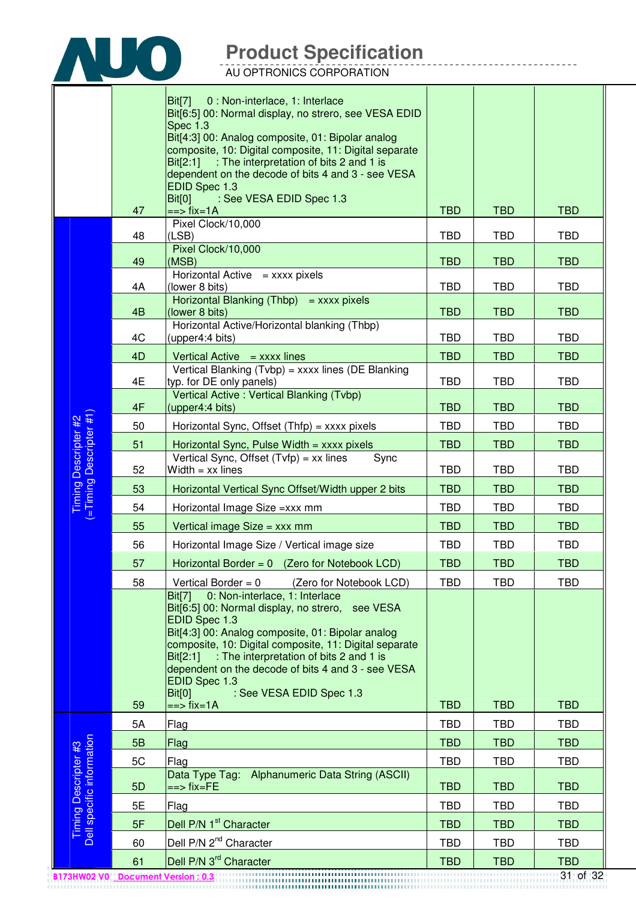| | Address | Function | Value | Value | Value |
|---|---|---|---|---|---|
| | 47 | Bit[7] 0 : Non-interlace, 1: Interlace<br>Bit[6:5] 00: Normal display, no strero, see VESA EDID Spec 1.3<br>Bit[4:3] 00: Analog composite, 01: Bipolar analog composite, 10: Digital composite, 11: Digital separate<br>Bit[2:1] : The interpretation of bits 2 and 1 is dependent on the decode of bits 4 and 3 - see VESA EDID Spec 1.3<br>Bit[0] : See VESA EDID Spec 1.3<br>==> fix=1A | TBD | TBD | TBD |
| Timing Descripter #2 (=Timing Descripter #1) | 48 | Pixel Clock/10,000 (LSB) | TBD | TBD | TBD |
| | 49 | Pixel Clock/10,000 (MSB) | TBD | TBD | TBD |
| | 4A | Horizontal Active = xxxx pixels (lower 8 bits) | TBD | TBD | TBD |
| | 4B | Horizontal Blanking (Thbp) = xxxx pixels (lower 8 bits) | TBD | TBD | TBD |
| | 4C | Horizontal Active/Horizontal blanking (Thbp) (upper4:4 bits) | TBD | TBD | TBD |
| | 4D | Vertical Active = xxxx lines | TBD | TBD | TBD |
| | 4E | Vertical Blanking (Tvbp) = xxxx lines (DE Blanking typ. for DE only panels) | TBD | TBD | TBD |
| | 4F | Vertical Active : Vertical Blanking (Tvbp) (upper4:4 bits) | TBD | TBD | TBD |
| | 50 | Horizontal Sync, Offset (Thfp) = xxxx pixels | TBD | TBD | TBD |
| | 51 | Horizontal Sync, Pulse Width = xxxx pixels | TBD | TBD | TBD |
| | 52 | Vertical Sync, Offset (Tvfp) = xx lines Sync Width = xx lines | TBD | TBD | TBD |
| | 53 | Horizontal Vertical Sync Offset/Width upper 2 bits | TBD | TBD | TBD |
| | 54 | Horizontal Image Size =xxx mm | TBD | TBD | TBD |
| | 55 | Vertical image Size = xxx mm | TBD | TBD | TBD |
| | 56 | Horizontal Image Size / Vertical image size | TBD | TBD | TBD |
| | 57 | Horizontal Border = 0 (Zero for Notebook LCD) | TBD | TBD | TBD |
| | 58 | Vertical Border = 0 (Zero for Notebook LCD) | TBD | TBD | TBD |
| | 59 | Bit[7] 0: Non-interlace, 1: Interlace<br>Bit[6:5] 00: Normal display, no strero, see VESA EDID Spec 1.3<br>Bit[4:3] 00: Analog composite, 01: Bipolar analog composite, 10: Digital composite, 11: Digital separate<br>Bit[2:1] : The interpretation of bits 2 and 1 is dependent on the decode of bits 4 and 3 - see VESA EDID Spec 1.3<br>Bit[0] : See VESA EDID Spec 1.3<br>==> fix=1A | TBD | TBD | TBD |
| Timing Descripter #3 Dell specific information | 5A | Flag | TBD | TBD | TBD |
| | 5B | Flag | TBD | TBD | TBD |
| | 5C | Flag | TBD | TBD | TBD |
| | 5D | Data Type Tag: Alphanumeric Data String (ASCII) ==> fix=FE | TBD | TBD | TBD |
| | 5E | Flag | TBD | TBD | TBD |
| | 5F | Dell P/N 1st Character | TBD | TBD | TBD |
| | 60 | Dell P/N 2nd Character | TBD | TBD | TBD |
| | 61 | Dell P/N 3rd Character | TBD | TBD | TBD |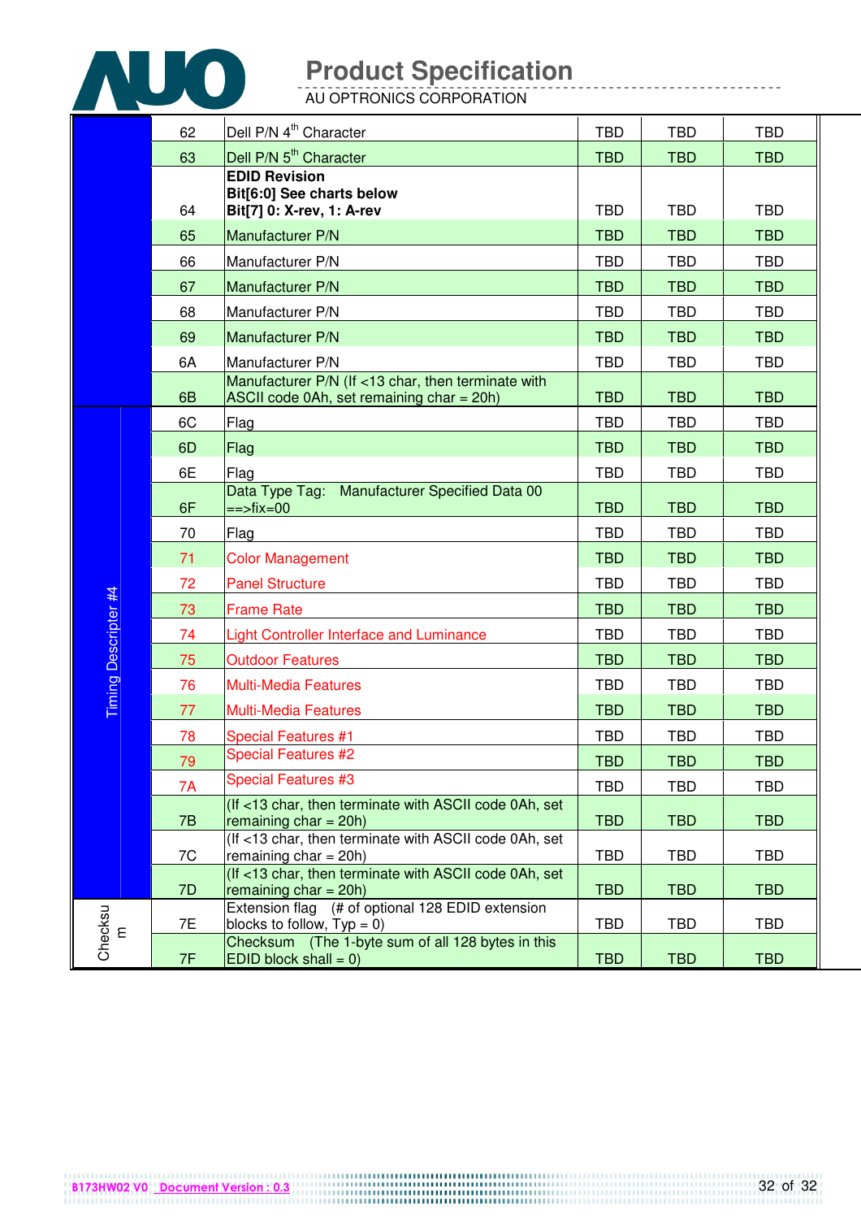| | | | | | |
|---|---|---|---|---|---|
| | 62 | Dell P/N 4th Character | TBD | TBD | TBD |
| | 63 | Dell P/N 5th Character | TBD | TBD | TBD |
| | 64 | **EDID Revision Bit[6:0] See charts below Bit[7] 0: X-rev, 1: A-rev** | TBD | TBD | TBD |
| | 65 | Manufacturer P/N | TBD | TBD | TBD |
| | 66 | Manufacturer P/N | TBD | TBD | TBD |
| | 67 | Manufacturer P/N | TBD | TBD | TBD |
| | 68 | Manufacturer P/N | TBD | TBD | TBD |
| | 69 | Manufacturer P/N | TBD | TBD | TBD |
| | 6A | Manufacturer P/N | TBD | TBD | TBD |
| | 6B | Manufacturer P/N (If <13 char, then terminate with ASCII code 0Ah, set remaining char = 20h) | TBD | TBD | TBD |
| Timing Descripter #4 | 6C | Flag | TBD | TBD | TBD |
| | 6D | Flag | TBD | TBD | TBD |
| | 6E | Flag | TBD | TBD | TBD |
| | 6F | Data Type Tag: Manufacturer Specified Data 00 ==>fix=00 | TBD | TBD | TBD |
| | 70 | Flag | TBD | TBD | TBD |
| | 71 | Color Management | TBD | TBD | TBD |
| | 72 | Panel Structure | TBD | TBD | TBD |
| | 73 | Frame Rate | TBD | TBD | TBD |
| | 74 | Light Controller Interface and Luminance | TBD | TBD | TBD |
| | 75 | Outdoor Features | TBD | TBD | TBD |
| | 76 | Multi-Media Features | TBD | TBD | TBD |
| | 77 | Multi-Media Features | TBD | TBD | TBD |
| | 78 | Special Features #1 | TBD | TBD | TBD |
| | 79 | Special Features #2 | TBD | TBD | TBD |
| | 7A | Special Features #3 | TBD | TBD | TBD |
| | 7B | (If <13 char, then terminate with ASCII code 0Ah, set remaining char = 20h) | TBD | TBD | TBD |
| | 7C | (If <13 char, then terminate with ASCII code 0Ah, set remaining char = 20h) | TBD | TBD | TBD |
| | 7D | (If <13 char, then terminate with ASCII code 0Ah, set remaining char = 20h) | TBD | TBD | TBD |
| Checksum | 7E | Extension flag (# of optional 128 EDID extension blocks to follow, Typ = 0) | TBD | TBD | TBD |
| | 7F | Checksum (The 1-byte sum of all 128 bytes in this EDID block shall = 0) | TBD | TBD | TBD |